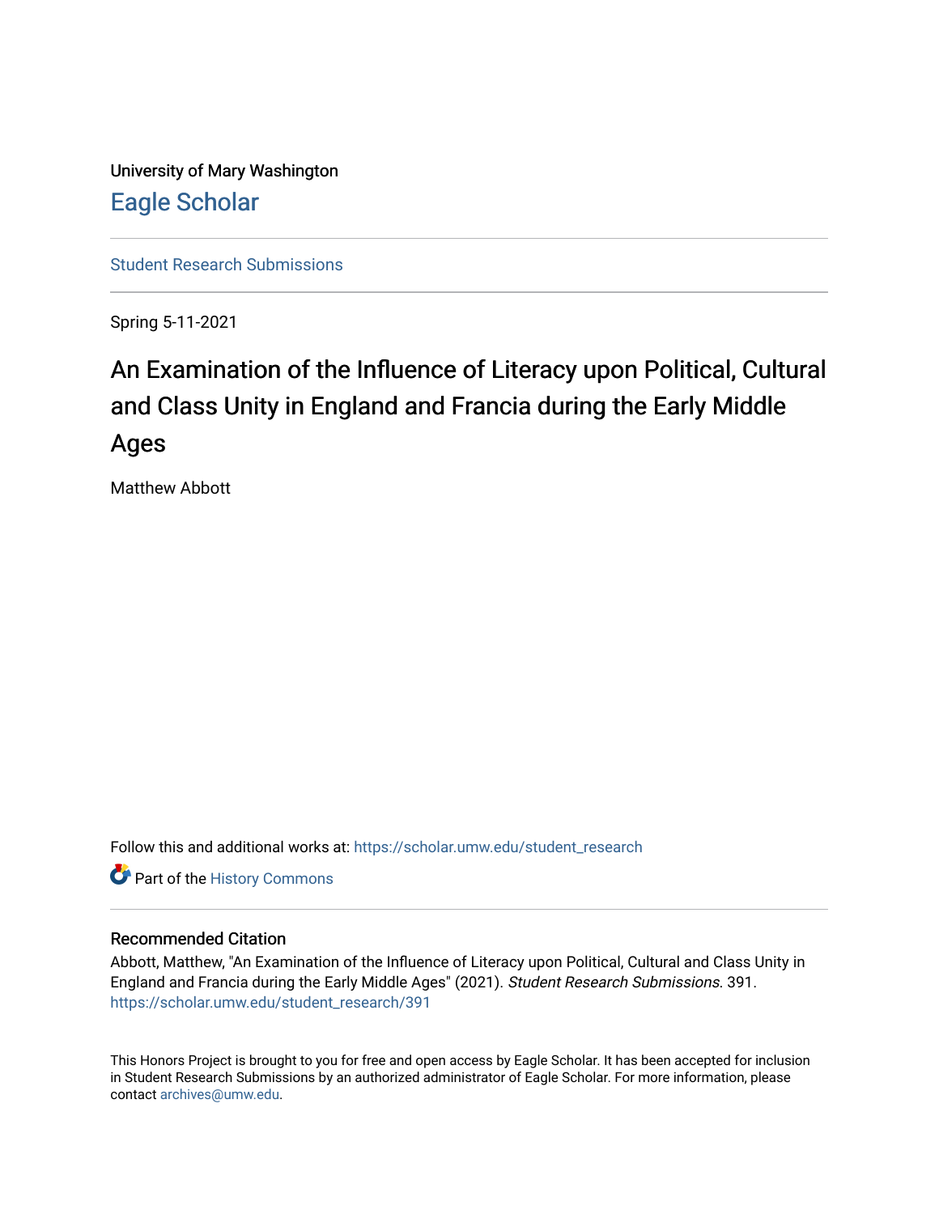University of Mary Washington

Eagle Scholar

Student Research Submissions

Spring 5-11-2021

# An Examination of the Influence of Literacy upon Political, Cultural and Class Unity in England and Francia during the Early Middle Ages

Matthew Abbott

Follow this and additional works at: https://scholar.umw.edu/student_research

Part of the History Commons

## Recommended Citation

Abbott, Matthew, "An Examination of the Influence of Literacy upon Political, Cultural and Class Unity in England and Francia during the Early Middle Ages" (2021). *Student Research Submissions*. 391.
https://scholar.umw.edu/student_research/391

This Honors Project is brought to you for free and open access by Eagle Scholar. It has been accepted for inclusion in Student Research Submissions by an authorized administrator of Eagle Scholar. For more information, please contact archives@umw.edu.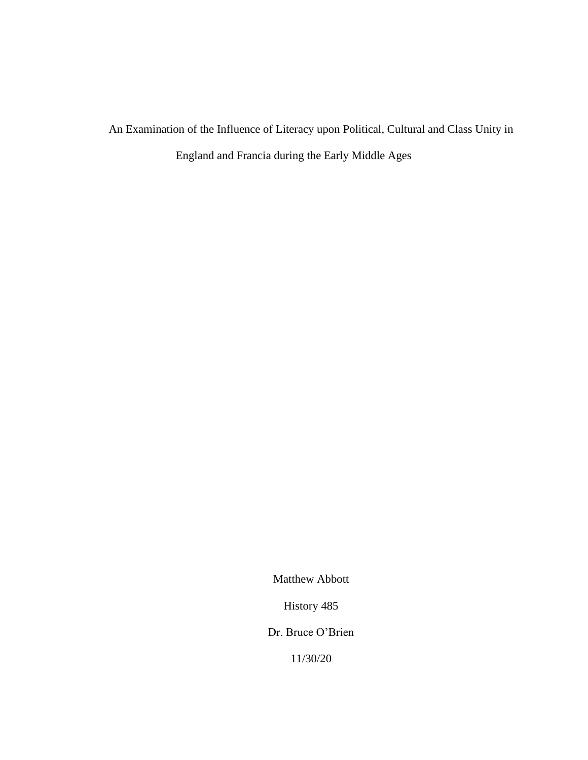# An Examination of the Influence of Literacy upon Political, Cultural and Class Unity in England and Francia during the Early Middle Ages

Matthew Abbott

History 485

Dr. Bruce O'Brien

11/30/20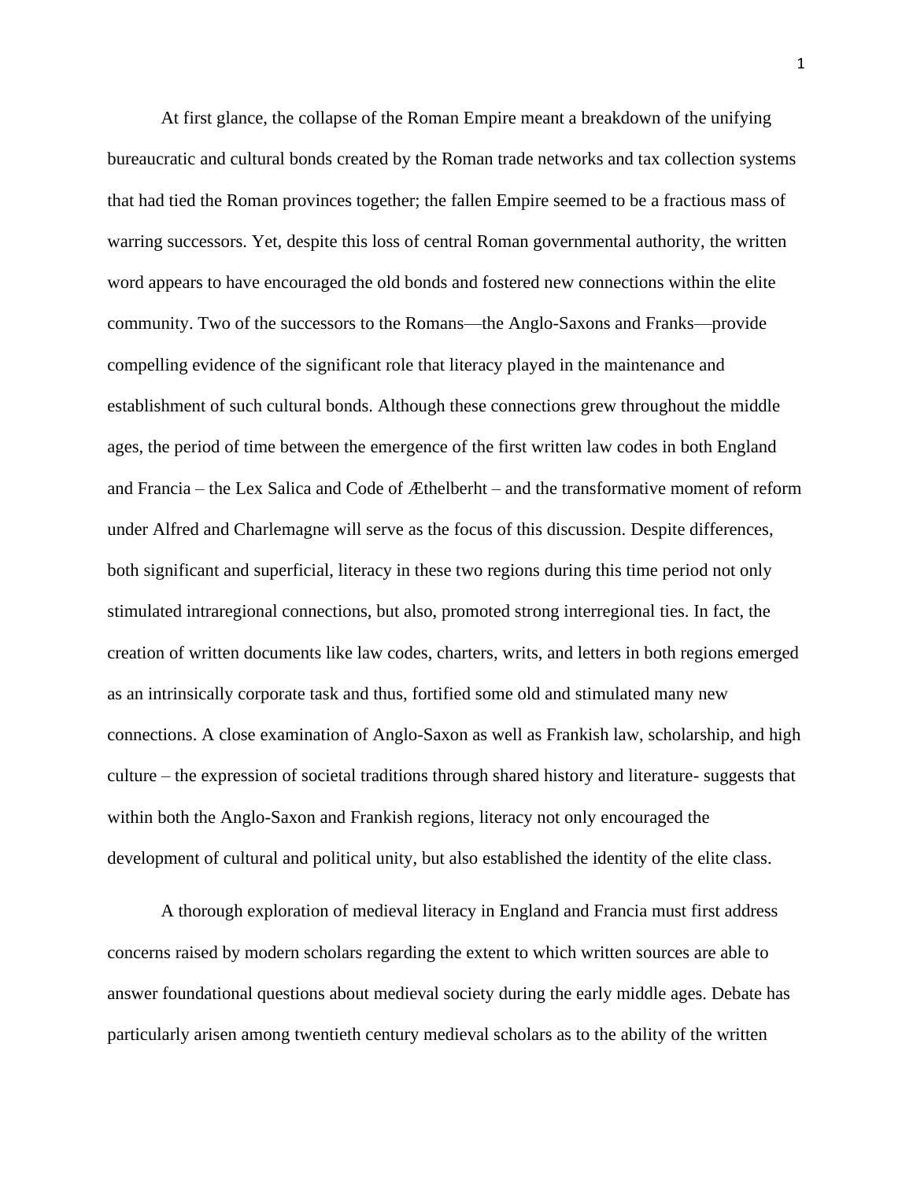At first glance, the collapse of the Roman Empire meant a breakdown of the unifying bureaucratic and cultural bonds created by the Roman trade networks and tax collection systems that had tied the Roman provinces together; the fallen Empire seemed to be a fractious mass of warring successors. Yet, despite this loss of central Roman governmental authority, the written word appears to have encouraged the old bonds and fostered new connections within the elite community. Two of the successors to the Romans—the Anglo-Saxons and Franks—provide compelling evidence of the significant role that literacy played in the maintenance and establishment of such cultural bonds. Although these connections grew throughout the middle ages, the period of time between the emergence of the first written law codes in both England and Francia – the Lex Salica and Code of Æthelberht – and the transformative moment of reform under Alfred and Charlemagne will serve as the focus of this discussion. Despite differences, both significant and superficial, literacy in these two regions during this time period not only stimulated intraregional connections, but also, promoted strong interregional ties. In fact, the creation of written documents like law codes, charters, writs, and letters in both regions emerged as an intrinsically corporate task and thus, fortified some old and stimulated many new connections. A close examination of Anglo-Saxon as well as Frankish law, scholarship, and high culture – the expression of societal traditions through shared history and literature- suggests that within both the Anglo-Saxon and Frankish regions, literacy not only encouraged the development of cultural and political unity, but also established the identity of the elite class.

A thorough exploration of medieval literacy in England and Francia must first address concerns raised by modern scholars regarding the extent to which written sources are able to answer foundational questions about medieval society during the early middle ages. Debate has particularly arisen among twentieth century medieval scholars as to the ability of the written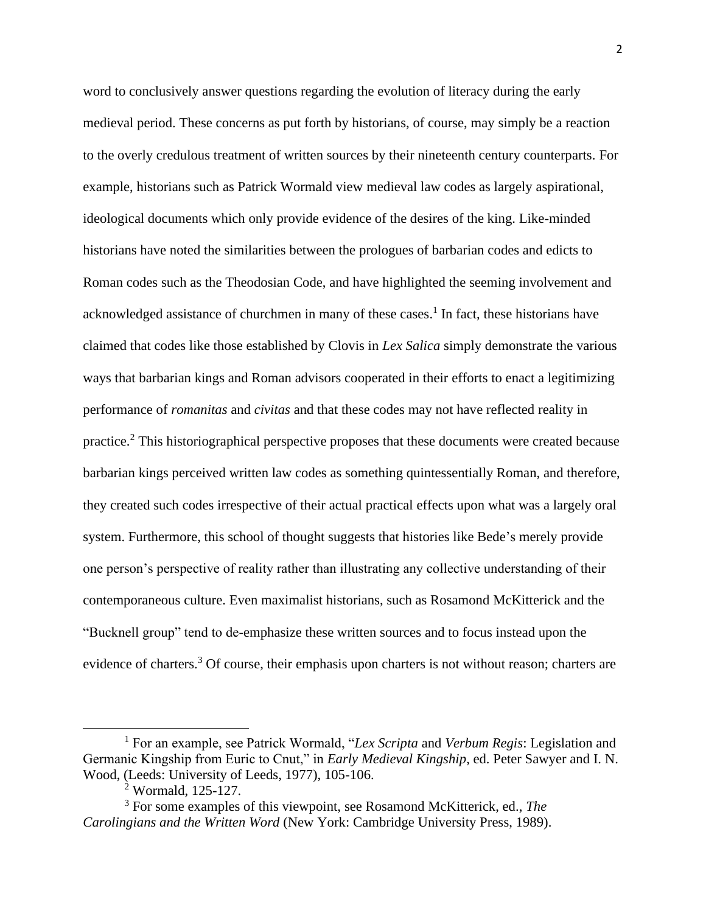word to conclusively answer questions regarding the evolution of literacy during the early medieval period. These concerns as put forth by historians, of course, may simply be a reaction to the overly credulous treatment of written sources by their nineteenth century counterparts. For example, historians such as Patrick Wormald view medieval law codes as largely aspirational, ideological documents which only provide evidence of the desires of the king. Like-minded historians have noted the similarities between the prologues of barbarian codes and edicts to Roman codes such as the Theodosian Code, and have highlighted the seeming involvement and acknowledged assistance of churchmen in many of these cases.[1] In fact, these historians have claimed that codes like those established by Clovis in *Lex Salica* simply demonstrate the various ways that barbarian kings and Roman advisors cooperated in their efforts to enact a legitimizing performance of *romanitas* and *civitas* and that these codes may not have reflected reality in practice.[2] This historiographical perspective proposes that these documents were created because barbarian kings perceived written law codes as something quintessentially Roman, and therefore, they created such codes irrespective of their actual practical effects upon what was a largely oral system. Furthermore, this school of thought suggests that histories like Bede's merely provide one person's perspective of reality rather than illustrating any collective understanding of their contemporaneous culture. Even maximalist historians, such as Rosamond McKitterick and the "Bucknell group" tend to de-emphasize these written sources and to focus instead upon the evidence of charters.[3] Of course, their emphasis upon charters is not without reason; charters are

---

[1] For an example, see Patrick Wormald, "*Lex Scripta* and *Verbum Regis*: Legislation and Germanic Kingship from Euric to Cnut," in *Early Medieval Kingship*, ed. Peter Sawyer and I. N. Wood, (Leeds: University of Leeds, 1977), 105-106.

[2] Wormald, 125-127.

[3] For some examples of this viewpoint, see Rosamond McKitterick, ed., *The Carolingians and the Written Word* (New York: Cambridge University Press, 1989).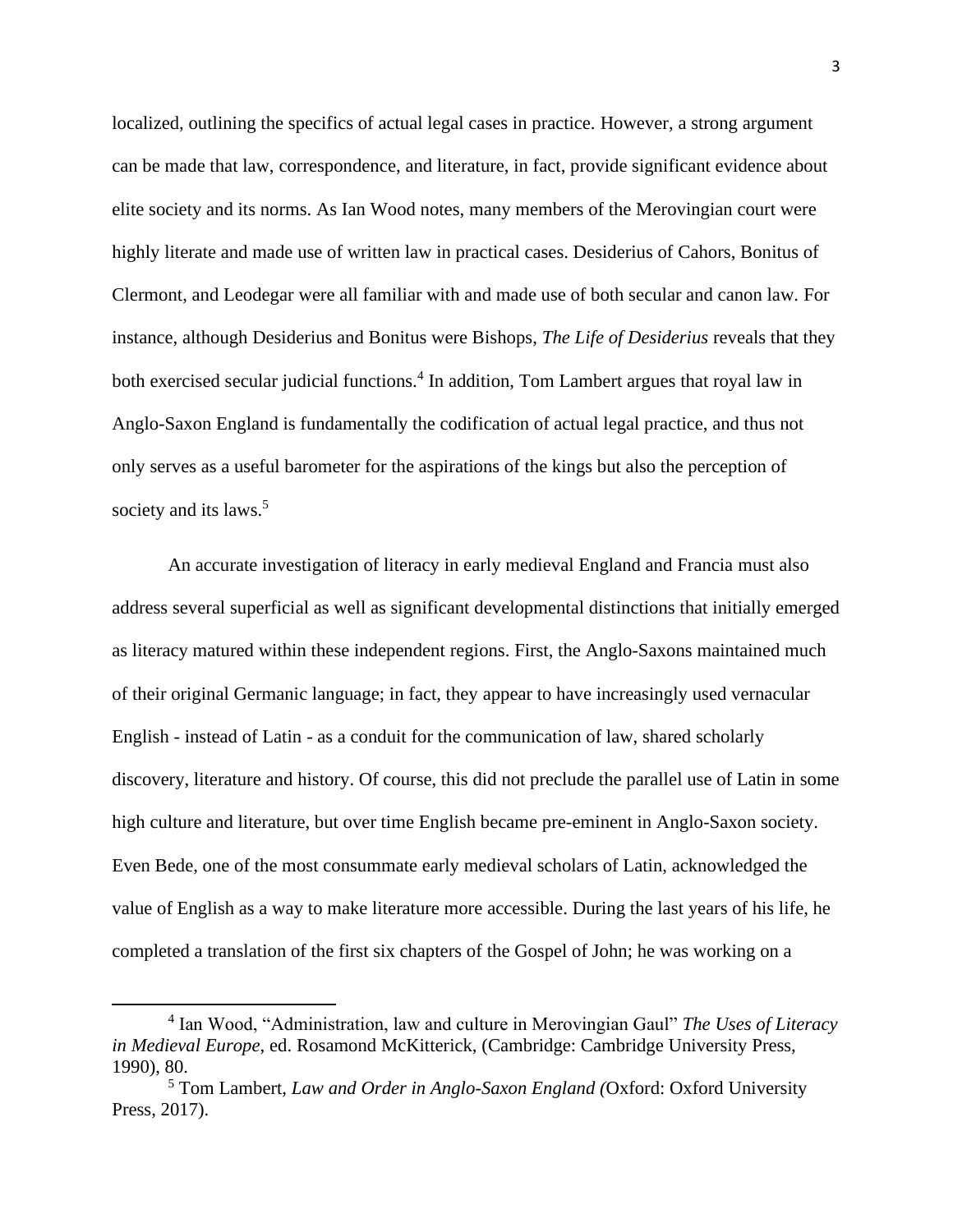localized, outlining the specifics of actual legal cases in practice. However, a strong argument can be made that law, correspondence, and literature, in fact, provide significant evidence about elite society and its norms. As Ian Wood notes, many members of the Merovingian court were highly literate and made use of written law in practical cases. Desiderius of Cahors, Bonitus of Clermont, and Leodegar were all familiar with and made use of both secular and canon law. For instance, although Desiderius and Bonitus were Bishops, *The Life of Desiderius* reveals that they both exercised secular judicial functions.[4] In addition, Tom Lambert argues that royal law in Anglo-Saxon England is fundamentally the codification of actual legal practice, and thus not only serves as a useful barometer for the aspirations of the kings but also the perception of society and its laws.[5]

An accurate investigation of literacy in early medieval England and Francia must also address several superficial as well as significant developmental distinctions that initially emerged as literacy matured within these independent regions. First, the Anglo-Saxons maintained much of their original Germanic language; in fact, they appear to have increasingly used vernacular English - instead of Latin - as a conduit for the communication of law, shared scholarly discovery, literature and history. Of course, this did not preclude the parallel use of Latin in some high culture and literature, but over time English became pre-eminent in Anglo-Saxon society. Even Bede, one of the most consummate early medieval scholars of Latin, acknowledged the value of English as a way to make literature more accessible. During the last years of his life, he completed a translation of the first six chapters of the Gospel of John; he was working on a

---

[4] Ian Wood, "Administration, law and culture in Merovingian Gaul" *The Uses of Literacy in Medieval Europe*, ed. Rosamond McKitterick, (Cambridge: Cambridge University Press, 1990), 80.

[5] Tom Lambert, *Law and Order in Anglo-Saxon England (*Oxford: Oxford University Press, 2017).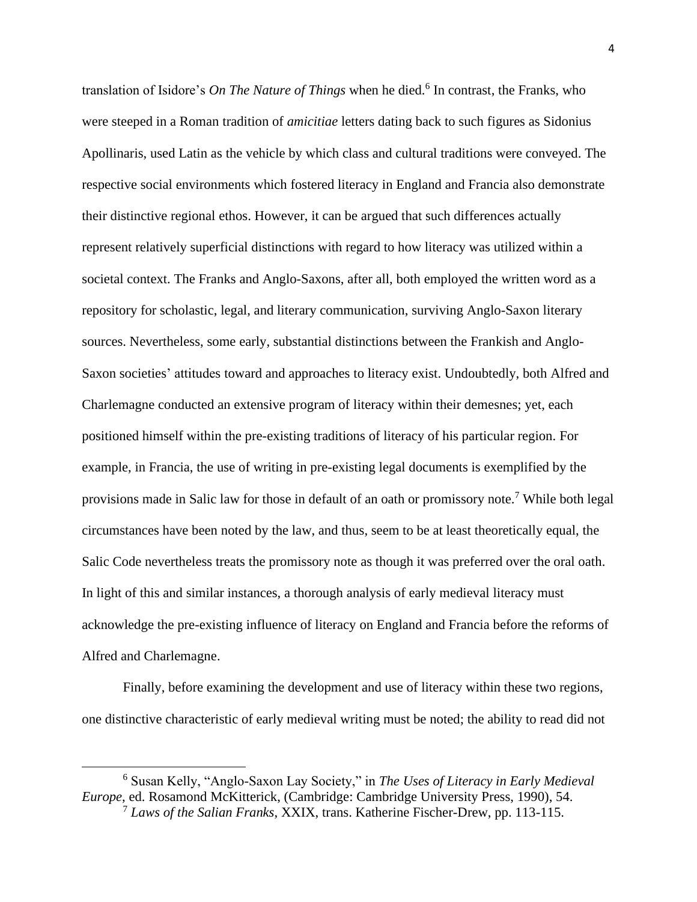translation of Isidore's *On The Nature of Things* when he died.[6] In contrast, the Franks, who were steeped in a Roman tradition of *amicitiae* letters dating back to such figures as Sidonius Apollinaris, used Latin as the vehicle by which class and cultural traditions were conveyed. The respective social environments which fostered literacy in England and Francia also demonstrate their distinctive regional ethos. However, it can be argued that such differences actually represent relatively superficial distinctions with regard to how literacy was utilized within a societal context. The Franks and Anglo-Saxons, after all, both employed the written word as a repository for scholastic, legal, and literary communication, surviving Anglo-Saxon literary sources. Nevertheless, some early, substantial distinctions between the Frankish and Anglo-Saxon societies' attitudes toward and approaches to literacy exist. Undoubtedly, both Alfred and Charlemagne conducted an extensive program of literacy within their demesnes; yet, each positioned himself within the pre-existing traditions of literacy of his particular region. For example, in Francia, the use of writing in pre-existing legal documents is exemplified by the provisions made in Salic law for those in default of an oath or promissory note.[7] While both legal circumstances have been noted by the law, and thus, seem to be at least theoretically equal, the Salic Code nevertheless treats the promissory note as though it was preferred over the oral oath. In light of this and similar instances, a thorough analysis of early medieval literacy must acknowledge the pre-existing influence of literacy on England and Francia before the reforms of Alfred and Charlemagne.

Finally, before examining the development and use of literacy within these two regions, one distinctive characteristic of early medieval writing must be noted; the ability to read did not

---

[6] Susan Kelly, "Anglo-Saxon Lay Society," in *The Uses of Literacy in Early Medieval Europe*, ed. Rosamond McKitterick, (Cambridge: Cambridge University Press, 1990), 54.

[7] *Laws of the Salian Franks*, XXIX, trans. Katherine Fischer-Drew, pp. 113-115.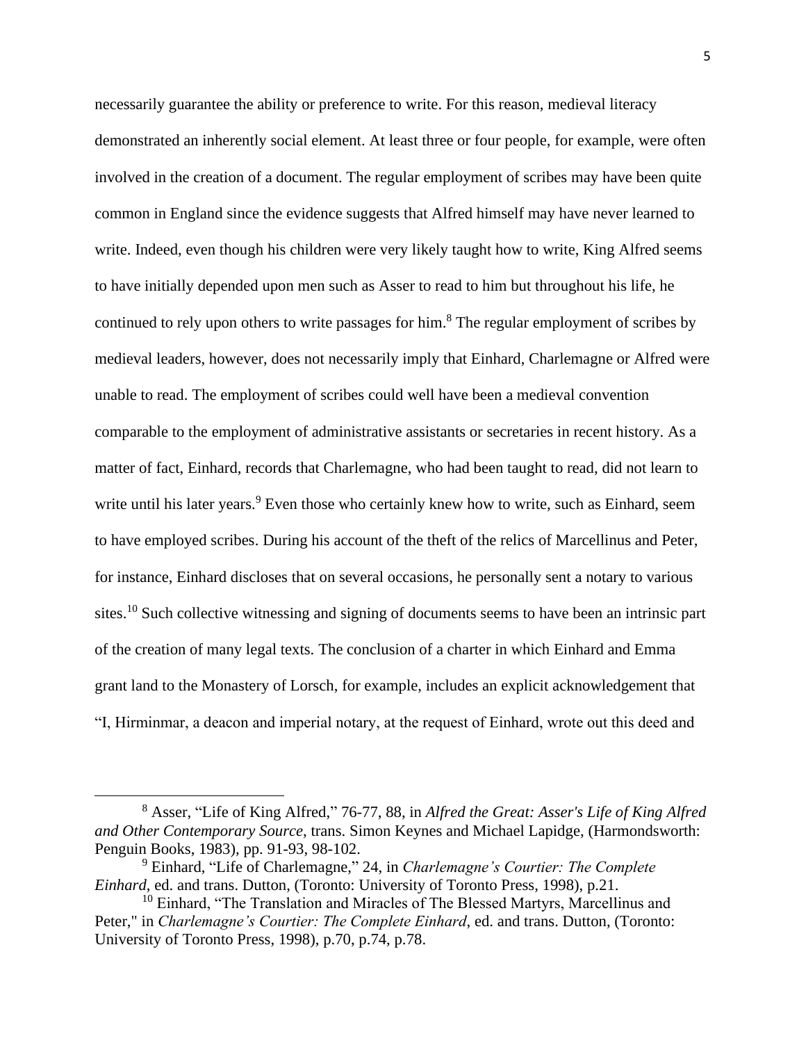necessarily guarantee the ability or preference to write. For this reason, medieval literacy demonstrated an inherently social element. At least three or four people, for example, were often involved in the creation of a document. The regular employment of scribes may have been quite common in England since the evidence suggests that Alfred himself may have never learned to write. Indeed, even though his children were very likely taught how to write, King Alfred seems to have initially depended upon men such as Asser to read to him but throughout his life, he continued to rely upon others to write passages for him.[8] The regular employment of scribes by medieval leaders, however, does not necessarily imply that Einhard, Charlemagne or Alfred were unable to read. The employment of scribes could well have been a medieval convention comparable to the employment of administrative assistants or secretaries in recent history. As a matter of fact, Einhard, records that Charlemagne, who had been taught to read, did not learn to write until his later years.[9] Even those who certainly knew how to write, such as Einhard, seem to have employed scribes. During his account of the theft of the relics of Marcellinus and Peter, for instance, Einhard discloses that on several occasions, he personally sent a notary to various sites.[10] Such collective witnessing and signing of documents seems to have been an intrinsic part of the creation of many legal texts. The conclusion of a charter in which Einhard and Emma grant land to the Monastery of Lorsch, for example, includes an explicit acknowledgement that "I, Hirminmar, a deacon and imperial notary, at the request of Einhard, wrote out this deed and

---

[8] Asser, "Life of King Alfred," 76-77, 88, in *Alfred the Great: Asser's Life of King Alfred and Other Contemporary Source*, trans. Simon Keynes and Michael Lapidge, (Harmondsworth: Penguin Books, 1983), pp. 91-93, 98-102.

[9] Einhard, "Life of Charlemagne," 24, in *Charlemagne's Courtier: The Complete Einhard*, ed. and trans. Dutton, (Toronto: University of Toronto Press, 1998), p.21.

[10] Einhard, "The Translation and Miracles of The Blessed Martyrs, Marcellinus and Peter," in *Charlemagne's Courtier: The Complete Einhard*, ed. and trans. Dutton, (Toronto: University of Toronto Press, 1998), p.70, p.74, p.78.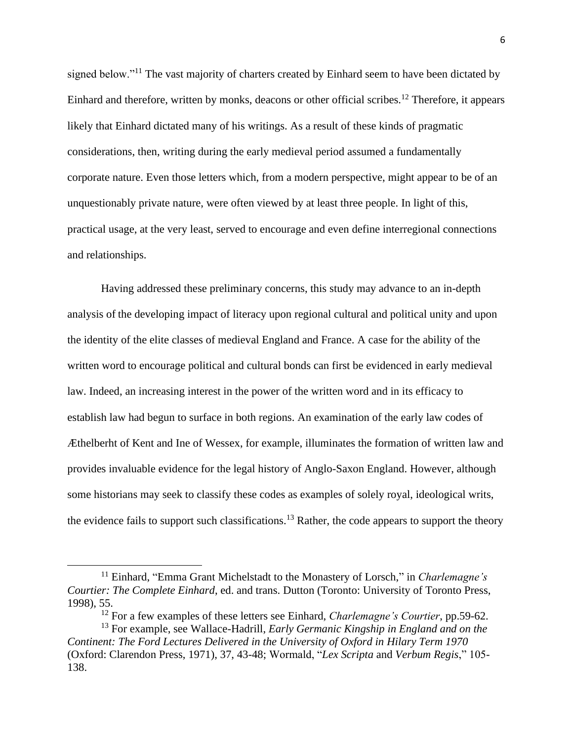signed below."[11] The vast majority of charters created by Einhard seem to have been dictated by Einhard and therefore, written by monks, deacons or other official scribes.[12] Therefore, it appears likely that Einhard dictated many of his writings. As a result of these kinds of pragmatic considerations, then, writing during the early medieval period assumed a fundamentally corporate nature. Even those letters which, from a modern perspective, might appear to be of an unquestionably private nature, were often viewed by at least three people. In light of this, practical usage, at the very least, served to encourage and even define interregional connections and relationships.

Having addressed these preliminary concerns, this study may advance to an in-depth analysis of the developing impact of literacy upon regional cultural and political unity and upon the identity of the elite classes of medieval England and France. A case for the ability of the written word to encourage political and cultural bonds can first be evidenced in early medieval law. Indeed, an increasing interest in the power of the written word and in its efficacy to establish law had begun to surface in both regions. An examination of the early law codes of Æthelberht of Kent and Ine of Wessex, for example, illuminates the formation of written law and provides invaluable evidence for the legal history of Anglo-Saxon England. However, although some historians may seek to classify these codes as examples of solely royal, ideological writs, the evidence fails to support such classifications.[13] Rather, the code appears to support the theory

---

[11] Einhard, "Emma Grant Michelstadt to the Monastery of Lorsch," in *Charlemagne's Courtier: The Complete Einhard*, ed. and trans. Dutton (Toronto: University of Toronto Press, 1998), 55.

[12] For a few examples of these letters see Einhard, *Charlemagne's Courtier*, pp.59-62.

[13] For example, see Wallace-Hadrill, *Early Germanic Kingship in England and on the Continent: The Ford Lectures Delivered in the University of Oxford in Hilary Term 1970* (Oxford: Clarendon Press, 1971), 37, 43-48; Wormald, "*Lex Scripta* and *Verbum Regis*," 105-138.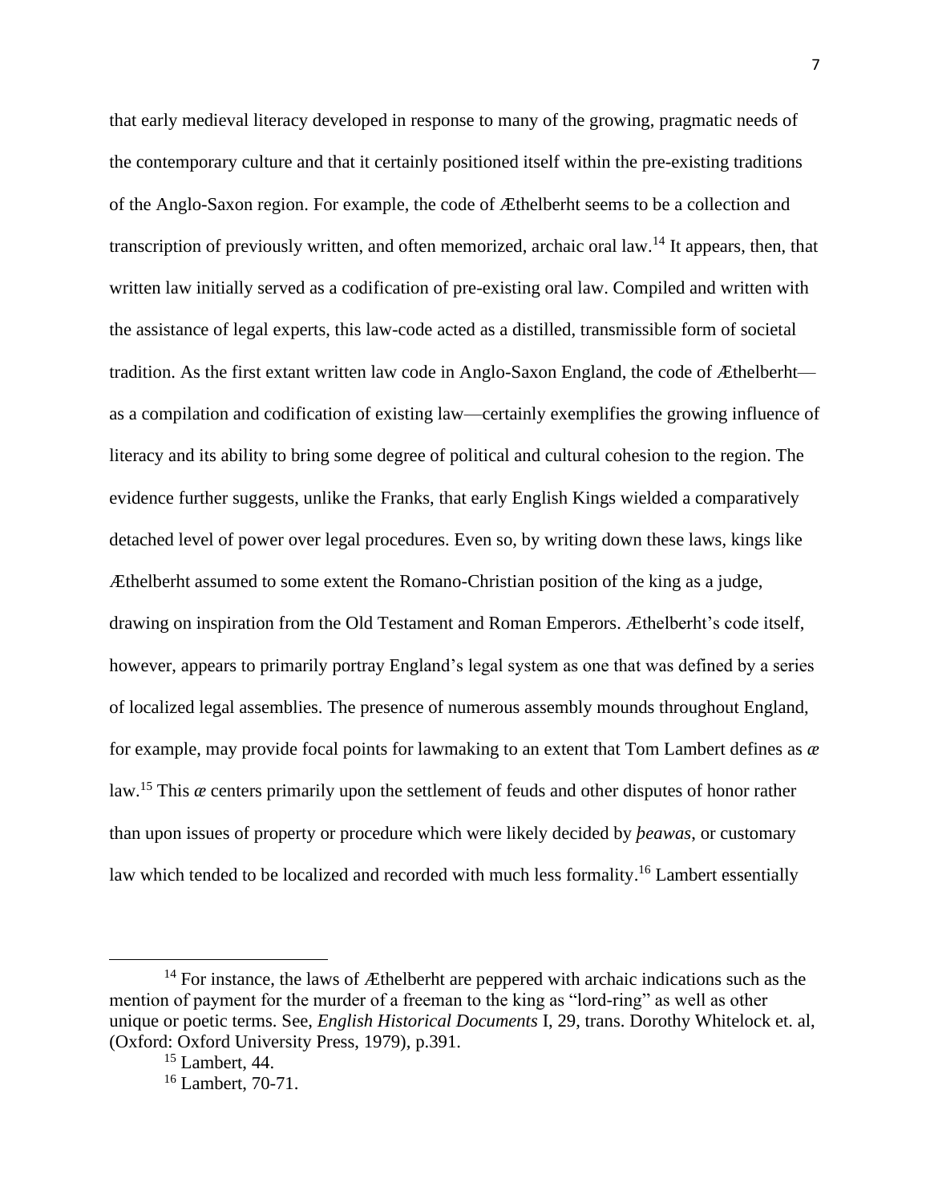that early medieval literacy developed in response to many of the growing, pragmatic needs of the contemporary culture and that it certainly positioned itself within the pre-existing traditions of the Anglo-Saxon region. For example, the code of Æthelberht seems to be a collection and transcription of previously written, and often memorized, archaic oral law.[14] It appears, then, that written law initially served as a codification of pre-existing oral law. Compiled and written with the assistance of legal experts, this law-code acted as a distilled, transmissible form of societal tradition. As the first extant written law code in Anglo-Saxon England, the code of Æthelberht—as a compilation and codification of existing law—certainly exemplifies the growing influence of literacy and its ability to bring some degree of political and cultural cohesion to the region. The evidence further suggests, unlike the Franks, that early English Kings wielded a comparatively detached level of power over legal procedures. Even so, by writing down these laws, kings like Æthelberht assumed to some extent the Romano-Christian position of the king as a judge, drawing on inspiration from the Old Testament and Roman Emperors. Æthelberht's code itself, however, appears to primarily portray England's legal system as one that was defined by a series of localized legal assemblies. The presence of numerous assembly mounds throughout England, for example, may provide focal points for lawmaking to an extent that Tom Lambert defines as *æ* law.[15] This *æ* centers primarily upon the settlement of feuds and other disputes of honor rather than upon issues of property or procedure which were likely decided by *þeawas*, or customary law which tended to be localized and recorded with much less formality.[16] Lambert essentially

[14] For instance, the laws of Æthelberht are peppered with archaic indications such as the mention of payment for the murder of a freeman to the king as "lord-ring" as well as other unique or poetic terms. See, *English Historical Documents* I, 29, trans. Dorothy Whitelock et. al, (Oxford: Oxford University Press, 1979), p.391.

[15] Lambert, 44.

[16] Lambert, 70-71.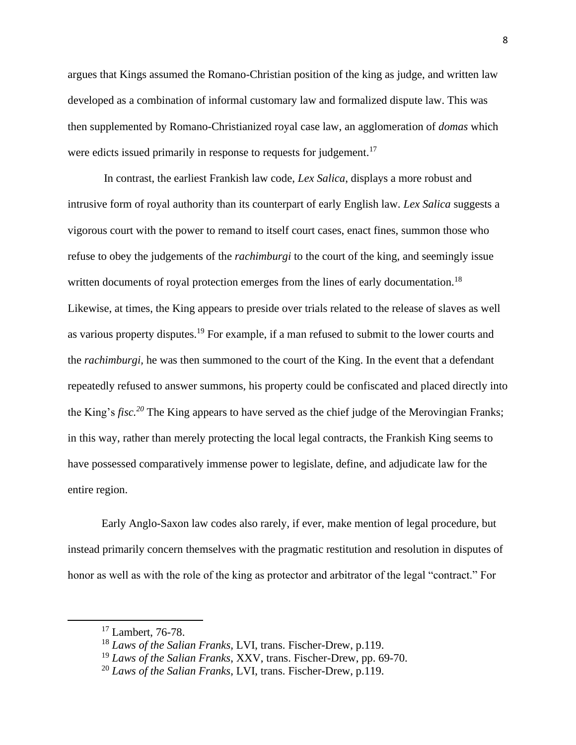argues that Kings assumed the Romano-Christian position of the king as judge, and written law developed as a combination of informal customary law and formalized dispute law. This was then supplemented by Romano-Christianized royal case law, an agglomeration of *domas* which were edicts issued primarily in response to requests for judgement.[17]

In contrast, the earliest Frankish law code, *Lex Salica*, displays a more robust and intrusive form of royal authority than its counterpart of early English law. *Lex Salica* suggests a vigorous court with the power to remand to itself court cases, enact fines, summon those who refuse to obey the judgements of the *rachimburgi* to the court of the king, and seemingly issue written documents of royal protection emerges from the lines of early documentation.[18] Likewise, at times, the King appears to preside over trials related to the release of slaves as well as various property disputes.[19] For example, if a man refused to submit to the lower courts and the *rachimburgi*, he was then summoned to the court of the King. In the event that a defendant repeatedly refused to answer summons, his property could be confiscated and placed directly into the King's *fisc.*[20] The King appears to have served as the chief judge of the Merovingian Franks; in this way, rather than merely protecting the local legal contracts, the Frankish King seems to have possessed comparatively immense power to legislate, define, and adjudicate law for the entire region.

Early Anglo-Saxon law codes also rarely, if ever, make mention of legal procedure, but instead primarily concern themselves with the pragmatic restitution and resolution in disputes of honor as well as with the role of the king as protector and arbitrator of the legal "contract." For

---

[17] Lambert, 76-78.

[18] *Laws of the Salian Franks*, LVI, trans. Fischer-Drew, p.119.

[19] *Laws of the Salian Franks*, XXV, trans. Fischer-Drew, pp. 69-70.

[20] *Laws of the Salian Franks*, LVI, trans. Fischer-Drew, p.119.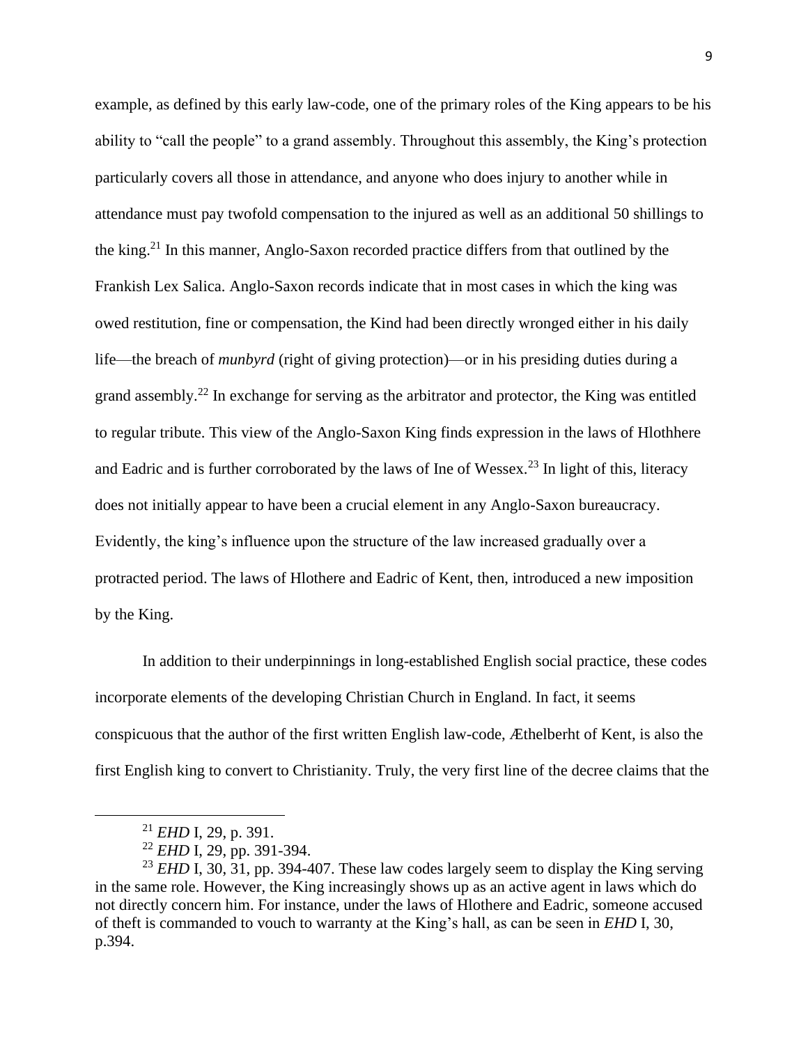example, as defined by this early law-code, one of the primary roles of the King appears to be his ability to "call the people" to a grand assembly. Throughout this assembly, the King's protection particularly covers all those in attendance, and anyone who does injury to another while in attendance must pay twofold compensation to the injured as well as an additional 50 shillings to the king.[21] In this manner, Anglo-Saxon recorded practice differs from that outlined by the Frankish Lex Salica. Anglo-Saxon records indicate that in most cases in which the king was owed restitution, fine or compensation, the Kind had been directly wronged either in his daily life—the breach of *munbyrd* (right of giving protection)—or in his presiding duties during a grand assembly.[22] In exchange for serving as the arbitrator and protector, the King was entitled to regular tribute. This view of the Anglo-Saxon King finds expression in the laws of Hlothhere and Eadric and is further corroborated by the laws of Ine of Wessex.[23] In light of this, literacy does not initially appear to have been a crucial element in any Anglo-Saxon bureaucracy. Evidently, the king's influence upon the structure of the law increased gradually over a protracted period. The laws of Hlothere and Eadric of Kent, then, introduced a new imposition by the King.

In addition to their underpinnings in long-established English social practice, these codes incorporate elements of the developing Christian Church in England. In fact, it seems conspicuous that the author of the first written English law-code, Æthelberht of Kent, is also the first English king to convert to Christianity. Truly, the very first line of the decree claims that the

---

[21] *EHD* I, 29, p. 391.

[22] *EHD* I, 29, pp. 391-394.

[23] *EHD* I, 30, 31, pp. 394-407. These law codes largely seem to display the King serving in the same role. However, the King increasingly shows up as an active agent in laws which do not directly concern him. For instance, under the laws of Hlothere and Eadric, someone accused of theft is commanded to vouch to warranty at the King's hall, as can be seen in *EHD* I, 30, p.394.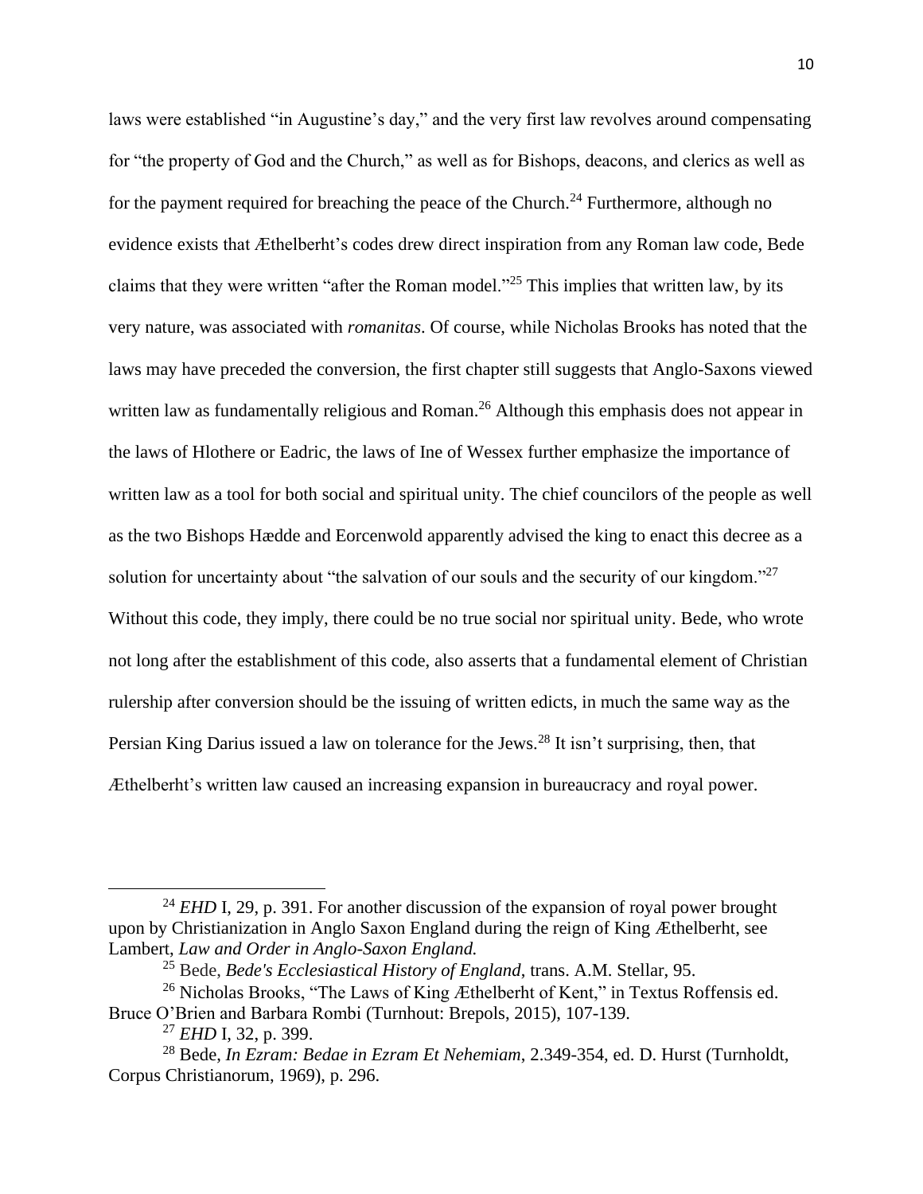laws were established "in Augustine's day," and the very first law revolves around compensating for "the property of God and the Church," as well as for Bishops, deacons, and clerics as well as for the payment required for breaching the peace of the Church.[24] Furthermore, although no evidence exists that Æthelberht's codes drew direct inspiration from any Roman law code, Bede claims that they were written "after the Roman model."[25] This implies that written law, by its very nature, was associated with *romanitas*. Of course, while Nicholas Brooks has noted that the laws may have preceded the conversion, the first chapter still suggests that Anglo-Saxons viewed written law as fundamentally religious and Roman.[26] Although this emphasis does not appear in the laws of Hlothere or Eadric, the laws of Ine of Wessex further emphasize the importance of written law as a tool for both social and spiritual unity. The chief councilors of the people as well as the two Bishops Hædde and Eorcenwold apparently advised the king to enact this decree as a solution for uncertainty about "the salvation of our souls and the security of our kingdom."[27] Without this code, they imply, there could be no true social nor spiritual unity. Bede, who wrote not long after the establishment of this code, also asserts that a fundamental element of Christian rulership after conversion should be the issuing of written edicts, in much the same way as the Persian King Darius issued a law on tolerance for the Jews.[28] It isn't surprising, then, that Æthelberht's written law caused an increasing expansion in bureaucracy and royal power.

---

[24] *EHD* I, 29, p. 391. For another discussion of the expansion of royal power brought upon by Christianization in Anglo Saxon England during the reign of King Æthelberht, see Lambert, *Law and Order in Anglo-Saxon England.*

[25] Bede, *Bede's Ecclesiastical History of England*, trans. A.M. Stellar, 95.

[26] Nicholas Brooks, "The Laws of King Æthelberht of Kent," in Textus Roffensis ed. Bruce O'Brien and Barbara Rombi (Turnhout: Brepols, 2015), 107-139.

[27] *EHD* I, 32, p. 399.

[28] Bede, *In Ezram: Bedae in Ezram Et Nehemiam*, 2.349-354, ed. D. Hurst (Turnholdt, Corpus Christianorum, 1969), p. 296.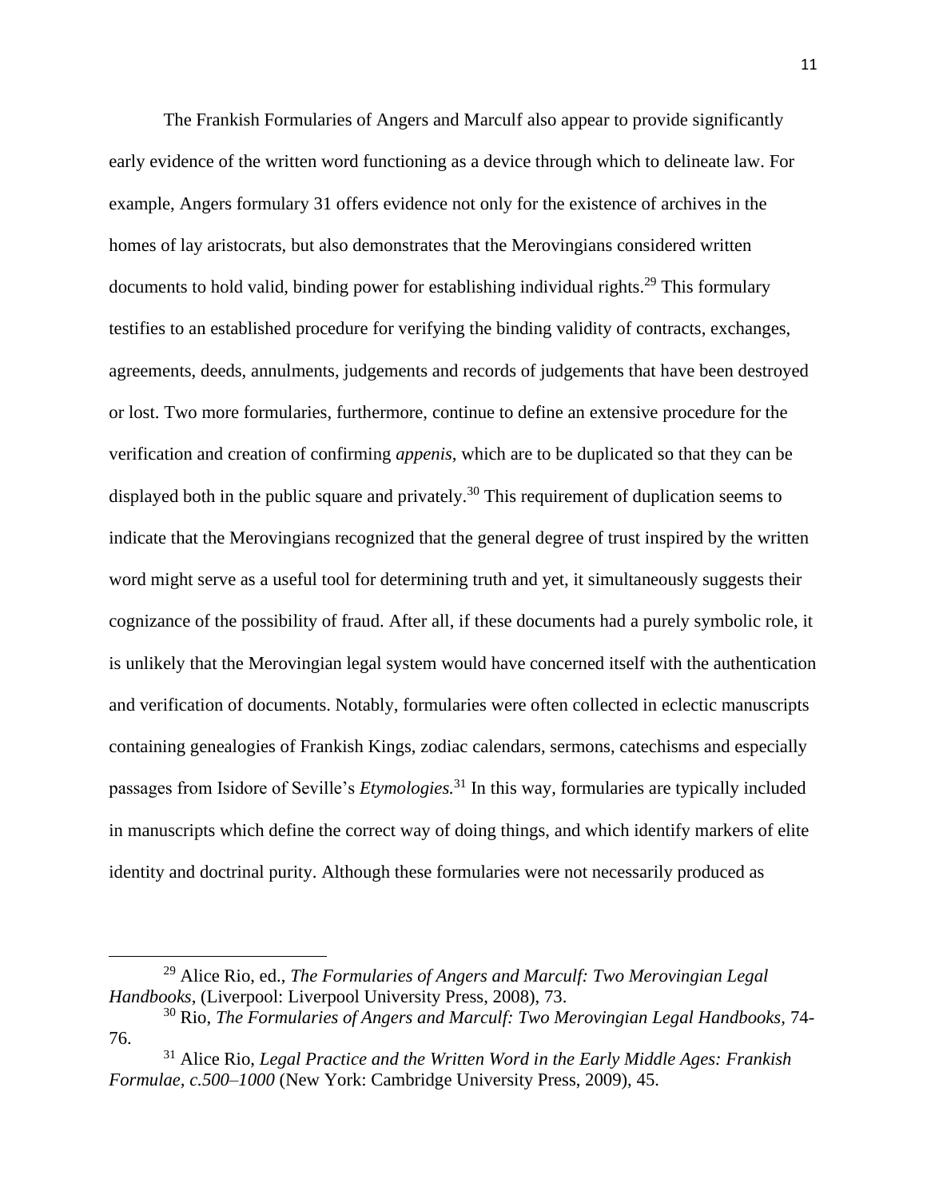The Frankish Formularies of Angers and Marculf also appear to provide significantly early evidence of the written word functioning as a device through which to delineate law. For example, Angers formulary 31 offers evidence not only for the existence of archives in the homes of lay aristocrats, but also demonstrates that the Merovingians considered written documents to hold valid, binding power for establishing individual rights.[29] This formulary testifies to an established procedure for verifying the binding validity of contracts, exchanges, agreements, deeds, annulments, judgements and records of judgements that have been destroyed or lost. Two more formularies, furthermore, continue to define an extensive procedure for the verification and creation of confirming *appenis,* which are to be duplicated so that they can be displayed both in the public square and privately.[30] This requirement of duplication seems to indicate that the Merovingians recognized that the general degree of trust inspired by the written word might serve as a useful tool for determining truth and yet, it simultaneously suggests their cognizance of the possibility of fraud. After all, if these documents had a purely symbolic role, it is unlikely that the Merovingian legal system would have concerned itself with the authentication and verification of documents. Notably, formularies were often collected in eclectic manuscripts containing genealogies of Frankish Kings, zodiac calendars, sermons, catechisms and especially passages from Isidore of Seville's *Etymologies.*[31] In this way, formularies are typically included in manuscripts which define the correct way of doing things, and which identify markers of elite identity and doctrinal purity. Although these formularies were not necessarily produced as

---

[29] Alice Rio, ed., *The Formularies of Angers and Marculf: Two Merovingian Legal Handbooks*, (Liverpool: Liverpool University Press, 2008), 73.

[30] Rio, *The Formularies of Angers and Marculf: Two Merovingian Legal Handbooks,* 74-76.

[31] Alice Rio, *Legal Practice and the Written Word in the Early Middle Ages: Frankish Formulae, c.500–1000* (New York: Cambridge University Press, 2009), 45.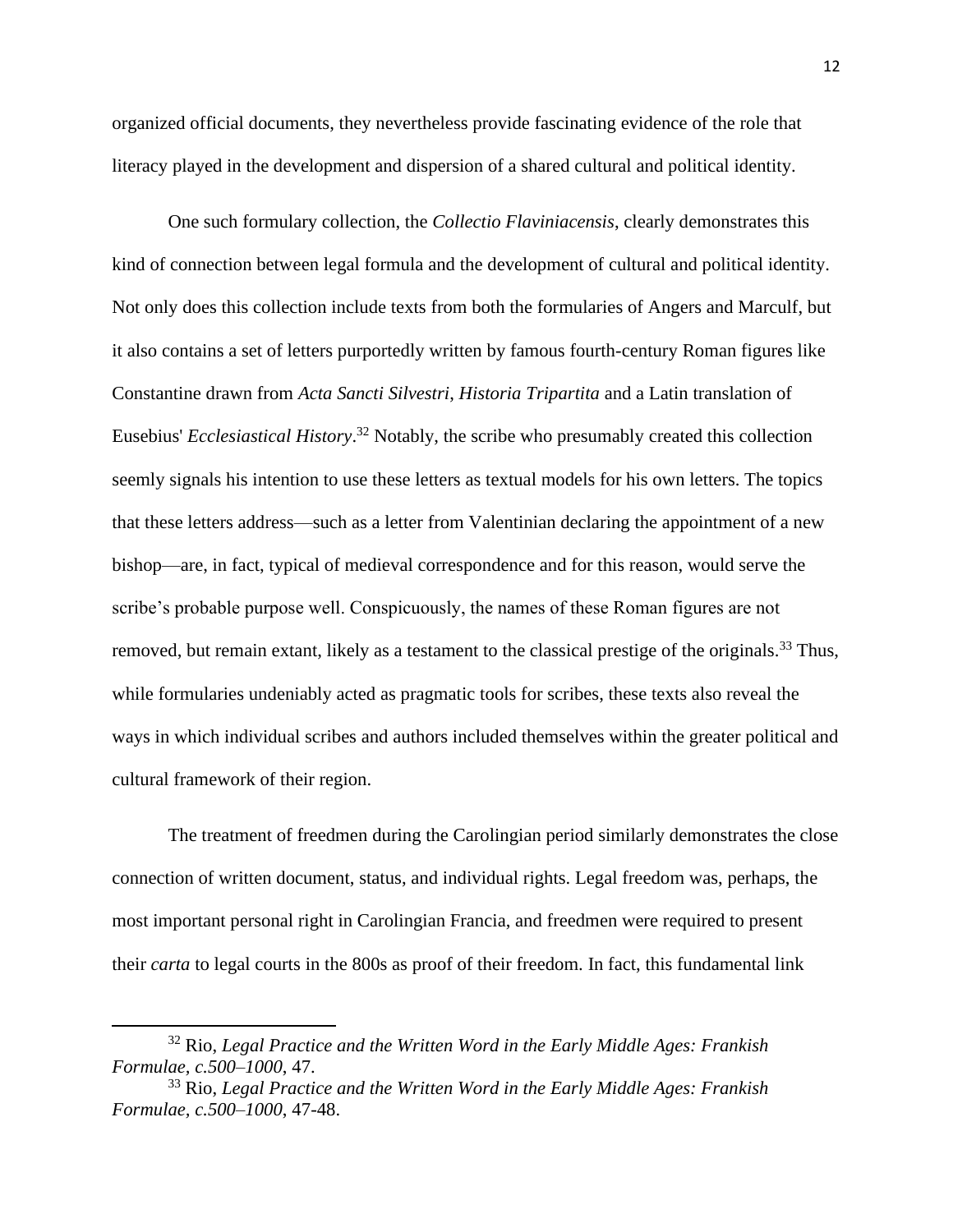organized official documents, they nevertheless provide fascinating evidence of the role that literacy played in the development and dispersion of a shared cultural and political identity.

One such formulary collection, the *Collectio Flaviniacensis*, clearly demonstrates this kind of connection between legal formula and the development of cultural and political identity. Not only does this collection include texts from both the formularies of Angers and Marculf, but it also contains a set of letters purportedly written by famous fourth-century Roman figures like Constantine drawn from *Acta Sancti Silvestri*, *Historia Tripartita* and a Latin translation of Eusebius' *Ecclesiastical History*.[32] Notably, the scribe who presumably created this collection seemly signals his intention to use these letters as textual models for his own letters. The topics that these letters address—such as a letter from Valentinian declaring the appointment of a new bishop—are, in fact, typical of medieval correspondence and for this reason, would serve the scribe's probable purpose well. Conspicuously, the names of these Roman figures are not removed, but remain extant, likely as a testament to the classical prestige of the originals.[33] Thus, while formularies undeniably acted as pragmatic tools for scribes, these texts also reveal the ways in which individual scribes and authors included themselves within the greater political and cultural framework of their region.

The treatment of freedmen during the Carolingian period similarly demonstrates the close connection of written document, status, and individual rights. Legal freedom was, perhaps, the most important personal right in Carolingian Francia, and freedmen were required to present their *carta* to legal courts in the 800s as proof of their freedom. In fact, this fundamental link

---

[32] Rio, *Legal Practice and the Written Word in the Early Middle Ages: Frankish Formulae, c.500–1000*, 47.

[33] Rio, *Legal Practice and the Written Word in the Early Middle Ages: Frankish Formulae, c.500–1000*, 47-48.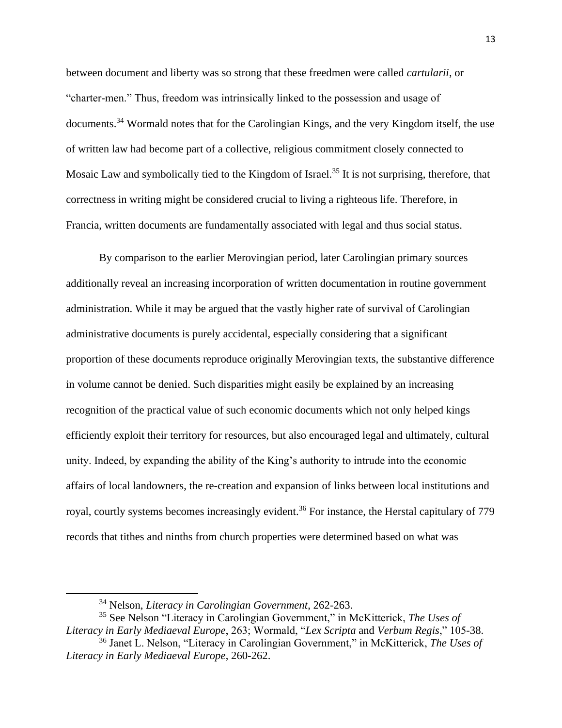between document and liberty was so strong that these freedmen were called *cartularii*, or "charter-men." Thus, freedom was intrinsically linked to the possession and usage of documents.[34] Wormald notes that for the Carolingian Kings, and the very Kingdom itself, the use of written law had become part of a collective, religious commitment closely connected to Mosaic Law and symbolically tied to the Kingdom of Israel.[35] It is not surprising, therefore, that correctness in writing might be considered crucial to living a righteous life. Therefore, in Francia, written documents are fundamentally associated with legal and thus social status.

By comparison to the earlier Merovingian period, later Carolingian primary sources additionally reveal an increasing incorporation of written documentation in routine government administration. While it may be argued that the vastly higher rate of survival of Carolingian administrative documents is purely accidental, especially considering that a significant proportion of these documents reproduce originally Merovingian texts, the substantive difference in volume cannot be denied. Such disparities might easily be explained by an increasing recognition of the practical value of such economic documents which not only helped kings efficiently exploit their territory for resources, but also encouraged legal and ultimately, cultural unity. Indeed, by expanding the ability of the King's authority to intrude into the economic affairs of local landowners, the re-creation and expansion of links between local institutions and royal, courtly systems becomes increasingly evident.[36] For instance, the Herstal capitulary of 779 records that tithes and ninths from church properties were determined based on what was

---

[34] Nelson, *Literacy in Carolingian Government*, 262-263.

[35] See Nelson "Literacy in Carolingian Government," in McKitterick, *The Uses of Literacy in Early Mediaeval Europe*, 263; Wormald, "*Lex Scripta* and *Verbum Regis*," 105-38.

[36] Janet L. Nelson, "Literacy in Carolingian Government," in McKitterick, *The Uses of Literacy in Early Mediaeval Europe*, 260-262.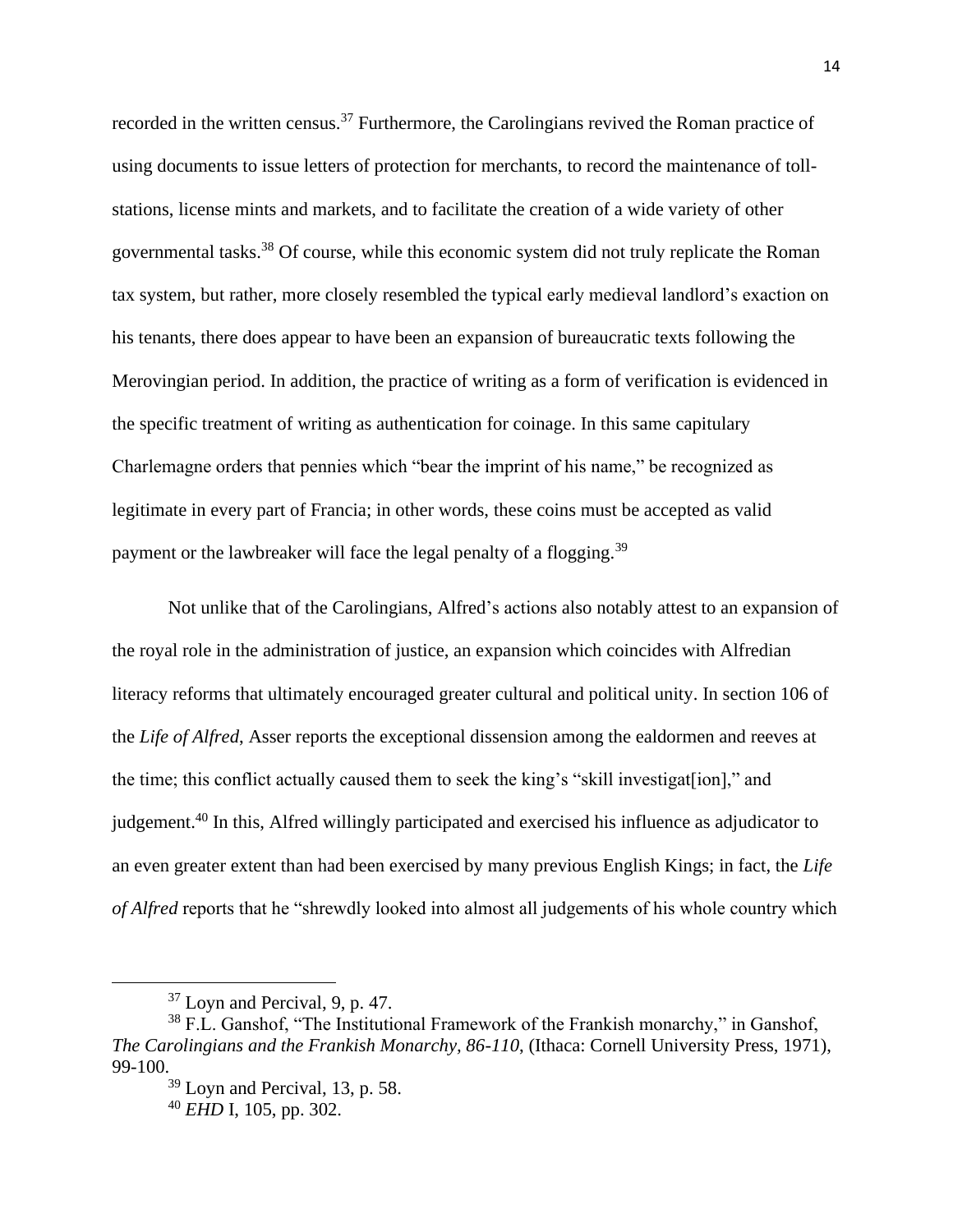recorded in the written census.[37] Furthermore, the Carolingians revived the Roman practice of using documents to issue letters of protection for merchants, to record the maintenance of toll-stations, license mints and markets, and to facilitate the creation of a wide variety of other governmental tasks.[38] Of course, while this economic system did not truly replicate the Roman tax system, but rather, more closely resembled the typical early medieval landlord's exaction on his tenants, there does appear to have been an expansion of bureaucratic texts following the Merovingian period. In addition, the practice of writing as a form of verification is evidenced in the specific treatment of writing as authentication for coinage. In this same capitulary Charlemagne orders that pennies which "bear the imprint of his name," be recognized as legitimate in every part of Francia; in other words, these coins must be accepted as valid payment or the lawbreaker will face the legal penalty of a flogging.[39]

Not unlike that of the Carolingians, Alfred's actions also notably attest to an expansion of the royal role in the administration of justice, an expansion which coincides with Alfredian literacy reforms that ultimately encouraged greater cultural and political unity. In section 106 of the *Life of Alfred*, Asser reports the exceptional dissension among the ealdormen and reeves at the time; this conflict actually caused them to seek the king's "skill investigat[ion]," and judgement.[40] In this, Alfred willingly participated and exercised his influence as adjudicator to an even greater extent than had been exercised by many previous English Kings; in fact, the *Life of Alfred* reports that he "shrewdly looked into almost all judgements of his whole country which

---

[37] Loyn and Percival, 9, p. 47.

[38] F.L. Ganshof, "The Institutional Framework of the Frankish monarchy," in Ganshof, *The Carolingians and the Frankish Monarchy, 86-110*, (Ithaca: Cornell University Press, 1971), 99-100.

[39] Loyn and Percival, 13, p. 58.

[40] *EHD* I, 105, pp. 302.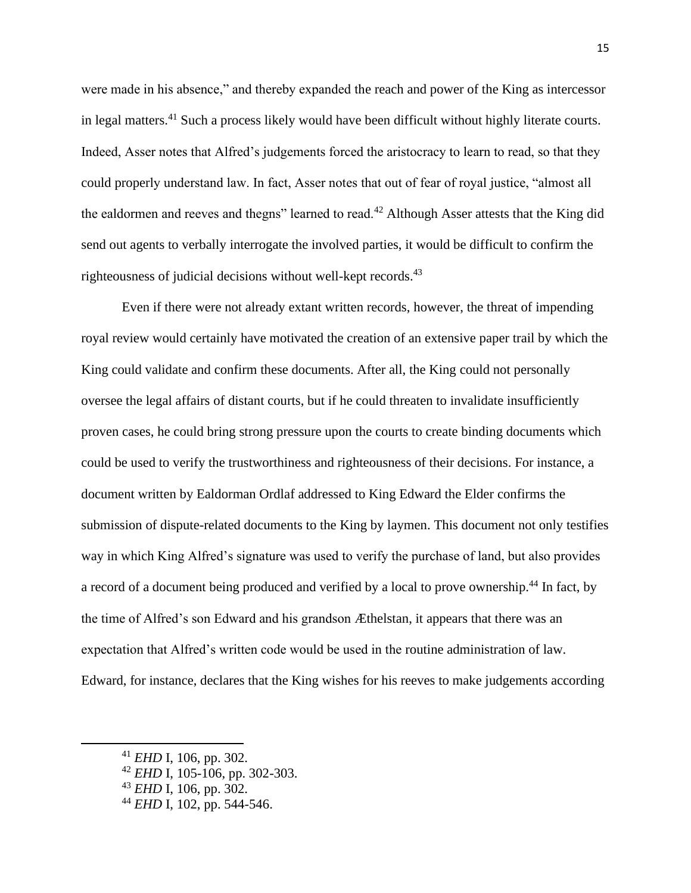were made in his absence," and thereby expanded the reach and power of the King as intercessor in legal matters.[41] Such a process likely would have been difficult without highly literate courts. Indeed, Asser notes that Alfred's judgements forced the aristocracy to learn to read, so that they could properly understand law. In fact, Asser notes that out of fear of royal justice, "almost all the ealdormen and reeves and thegns" learned to read.[42] Although Asser attests that the King did send out agents to verbally interrogate the involved parties, it would be difficult to confirm the righteousness of judicial decisions without well-kept records.[43]

Even if there were not already extant written records, however, the threat of impending royal review would certainly have motivated the creation of an extensive paper trail by which the King could validate and confirm these documents. After all, the King could not personally oversee the legal affairs of distant courts, but if he could threaten to invalidate insufficiently proven cases, he could bring strong pressure upon the courts to create binding documents which could be used to verify the trustworthiness and righteousness of their decisions. For instance, a document written by Ealdorman Ordlaf addressed to King Edward the Elder confirms the submission of dispute-related documents to the King by laymen. This document not only testifies way in which King Alfred's signature was used to verify the purchase of land, but also provides a record of a document being produced and verified by a local to prove ownership.[44] In fact, by the time of Alfred's son Edward and his grandson Æthelstan, it appears that there was an expectation that Alfred's written code would be used in the routine administration of law. Edward, for instance, declares that the King wishes for his reeves to make judgements according

[41] *EHD* I, 106, pp. 302.

[42] *EHD* I, 105-106, pp. 302-303.

[43] *EHD* I, 106, pp. 302.

[44] *EHD* I, 102, pp. 544-546.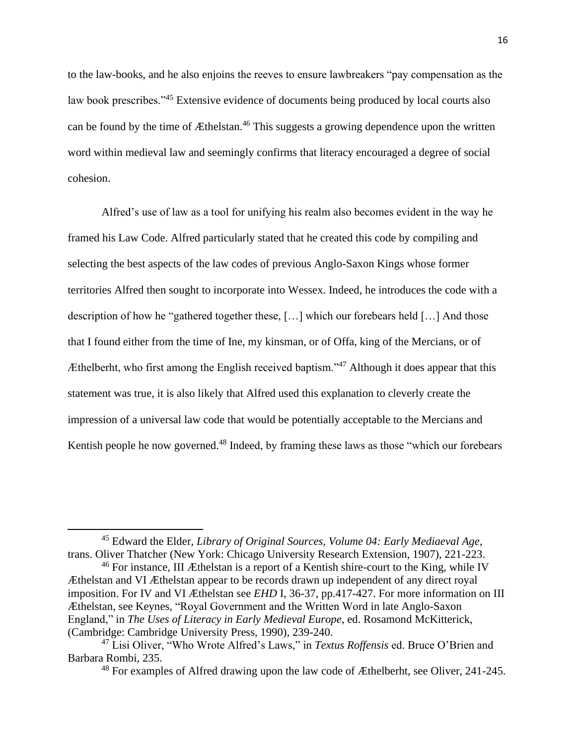to the law-books, and he also enjoins the reeves to ensure lawbreakers "pay compensation as the law book prescribes."[45] Extensive evidence of documents being produced by local courts also can be found by the time of Æthelstan.[46] This suggests a growing dependence upon the written word within medieval law and seemingly confirms that literacy encouraged a degree of social cohesion.

Alfred's use of law as a tool for unifying his realm also becomes evident in the way he framed his Law Code. Alfred particularly stated that he created this code by compiling and selecting the best aspects of the law codes of previous Anglo-Saxon Kings whose former territories Alfred then sought to incorporate into Wessex. Indeed, he introduces the code with a description of how he "gathered together these, […] which our forebears held […] And those that I found either from the time of Ine, my kinsman, or of Offa, king of the Mercians, or of Æthelberht, who first among the English received baptism."[47] Although it does appear that this statement was true, it is also likely that Alfred used this explanation to cleverly create the impression of a universal law code that would be potentially acceptable to the Mercians and Kentish people he now governed.[48] Indeed, by framing these laws as those "which our forebears

---

[45] Edward the Elder, *Library of Original Sources, Volume 04: Early Mediaeval Age*, trans. Oliver Thatcher (New York: Chicago University Research Extension, 1907), 221-223.

[46] For instance, III Æthelstan is a report of a Kentish shire-court to the King, while IV Æthelstan and VI Æthelstan appear to be records drawn up independent of any direct royal imposition. For IV and VI Æthelstan see *EHD* I, 36-37, pp.417-427. For more information on III Æthelstan, see Keynes, "Royal Government and the Written Word in late Anglo-Saxon England," in *The Uses of Literacy in Early Medieval Europe*, ed. Rosamond McKitterick, (Cambridge: Cambridge University Press, 1990), 239-240.

[47] Lisi Oliver, "Who Wrote Alfred's Laws," in *Textus Roffensis* ed. Bruce O'Brien and Barbara Rombi, 235.

[48] For examples of Alfred drawing upon the law code of Æthelberht, see Oliver, 241-245.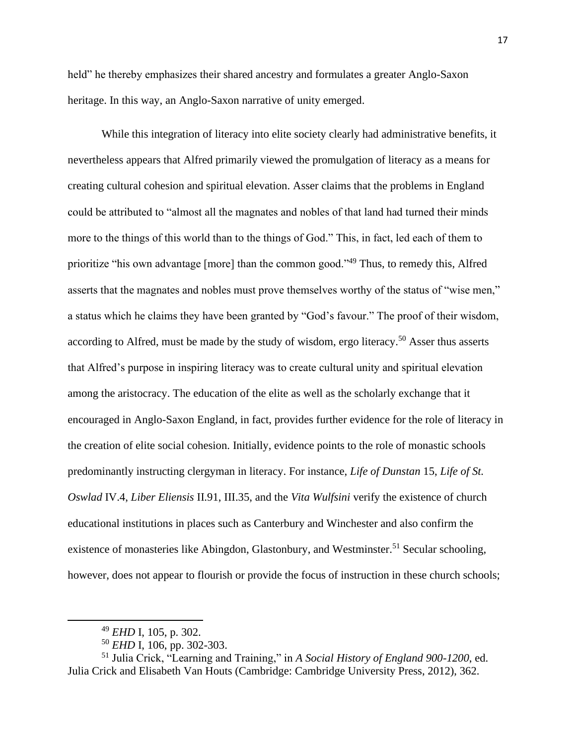held" he thereby emphasizes their shared ancestry and formulates a greater Anglo-Saxon heritage. In this way, an Anglo-Saxon narrative of unity emerged.

While this integration of literacy into elite society clearly had administrative benefits, it nevertheless appears that Alfred primarily viewed the promulgation of literacy as a means for creating cultural cohesion and spiritual elevation. Asser claims that the problems in England could be attributed to "almost all the magnates and nobles of that land had turned their minds more to the things of this world than to the things of God." This, in fact, led each of them to prioritize "his own advantage [more] than the common good."[49] Thus, to remedy this, Alfred asserts that the magnates and nobles must prove themselves worthy of the status of "wise men," a status which he claims they have been granted by "God's favour." The proof of their wisdom, according to Alfred, must be made by the study of wisdom, ergo literacy.[50] Asser thus asserts that Alfred's purpose in inspiring literacy was to create cultural unity and spiritual elevation among the aristocracy. The education of the elite as well as the scholarly exchange that it encouraged in Anglo-Saxon England, in fact, provides further evidence for the role of literacy in the creation of elite social cohesion. Initially, evidence points to the role of monastic schools predominantly instructing clergyman in literacy. For instance, *Life of Dunstan* 15, *Life of St. Oswlad* IV.4, *Liber Eliensis* II.91, III.35, and the *Vita Wulfsini* verify the existence of church educational institutions in places such as Canterbury and Winchester and also confirm the existence of monasteries like Abingdon, Glastonbury, and Westminster.[51] Secular schooling, however, does not appear to flourish or provide the focus of instruction in these church schools;

---

[49] *EHD* I, 105, p. 302.

[50] *EHD* I, 106, pp. 302-303.

[51] Julia Crick, "Learning and Training," in *A Social History of England 900-1200*, ed. Julia Crick and Elisabeth Van Houts (Cambridge: Cambridge University Press, 2012), 362.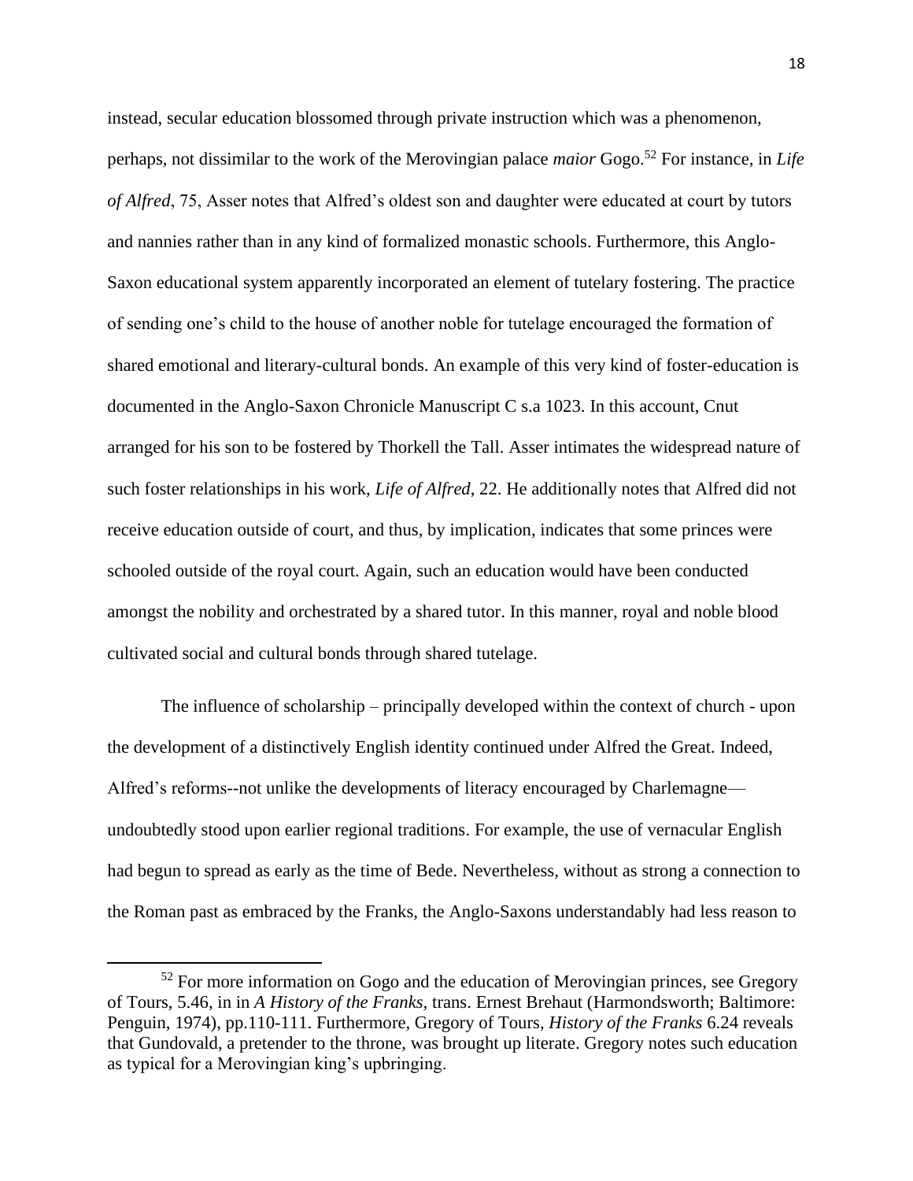instead, secular education blossomed through private instruction which was a phenomenon, perhaps, not dissimilar to the work of the Merovingian palace *maior* Gogo.[52] For instance, in *Life of Alfred*, 75, Asser notes that Alfred's oldest son and daughter were educated at court by tutors and nannies rather than in any kind of formalized monastic schools. Furthermore, this Anglo-Saxon educational system apparently incorporated an element of tutelary fostering. The practice of sending one's child to the house of another noble for tutelage encouraged the formation of shared emotional and literary-cultural bonds. An example of this very kind of foster-education is documented in the Anglo-Saxon Chronicle Manuscript C s.a 1023. In this account, Cnut arranged for his son to be fostered by Thorkell the Tall. Asser intimates the widespread nature of such foster relationships in his work, *Life of Alfred*, 22. He additionally notes that Alfred did not receive education outside of court, and thus, by implication, indicates that some princes were schooled outside of the royal court. Again, such an education would have been conducted amongst the nobility and orchestrated by a shared tutor. In this manner, royal and noble blood cultivated social and cultural bonds through shared tutelage.

The influence of scholarship – principally developed within the context of church - upon the development of a distinctively English identity continued under Alfred the Great. Indeed, Alfred's reforms--not unlike the developments of literacy encouraged by Charlemagne—undoubtedly stood upon earlier regional traditions. For example, the use of vernacular English had begun to spread as early as the time of Bede. Nevertheless, without as strong a connection to the Roman past as embraced by the Franks, the Anglo-Saxons understandably had less reason to

---

[52] For more information on Gogo and the education of Merovingian princes, see Gregory of Tours, 5.46, in in *A History of the Franks,* trans. Ernest Brehaut (Harmondsworth; Baltimore: Penguin, 1974), pp.110-111. Furthermore, Gregory of Tours, *History of the Franks* 6.24 reveals that Gundovald, a pretender to the throne, was brought up literate. Gregory notes such education as typical for a Merovingian king's upbringing.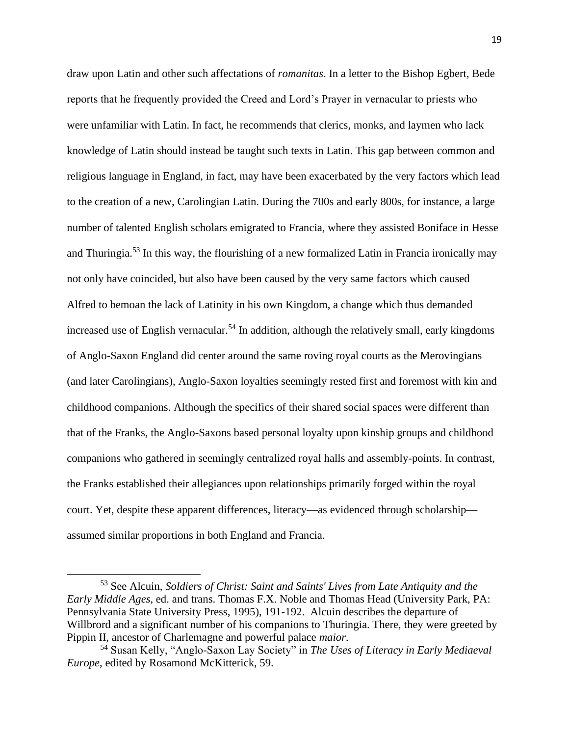draw upon Latin and other such affectations of *romanitas*. In a letter to the Bishop Egbert, Bede reports that he frequently provided the Creed and Lord's Prayer in vernacular to priests who were unfamiliar with Latin. In fact, he recommends that clerics, monks, and laymen who lack knowledge of Latin should instead be taught such texts in Latin. This gap between common and religious language in England, in fact, may have been exacerbated by the very factors which lead to the creation of a new, Carolingian Latin. During the 700s and early 800s, for instance, a large number of talented English scholars emigrated to Francia, where they assisted Boniface in Hesse and Thuringia.[53] In this way, the flourishing of a new formalized Latin in Francia ironically may not only have coincided, but also have been caused by the very same factors which caused Alfred to bemoan the lack of Latinity in his own Kingdom, a change which thus demanded increased use of English vernacular.[54] In addition, although the relatively small, early kingdoms of Anglo-Saxon England did center around the same roving royal courts as the Merovingians (and later Carolingians), Anglo-Saxon loyalties seemingly rested first and foremost with kin and childhood companions. Although the specifics of their shared social spaces were different than that of the Franks, the Anglo-Saxons based personal loyalty upon kinship groups and childhood companions who gathered in seemingly centralized royal halls and assembly-points. In contrast, the Franks established their allegiances upon relationships primarily forged within the royal court. Yet, despite these apparent differences, literacy—as evidenced through scholarship—assumed similar proportions in both England and Francia.

---

[53] See Alcuin, *Soldiers of Christ: Saint and Saints' Lives from Late Antiquity and the Early Middle Ages*, ed. and trans. Thomas F.X. Noble and Thomas Head (University Park, PA: Pennsylvania State University Press, 1995), 191-192. Alcuin describes the departure of Willbrord and a significant number of his companions to Thuringia. There, they were greeted by Pippin II, ancestor of Charlemagne and powerful palace *maior*.

[54] Susan Kelly, "Anglo-Saxon Lay Society" in *The Uses of Literacy in Early Mediaeval Europe*, edited by Rosamond McKitterick, 59.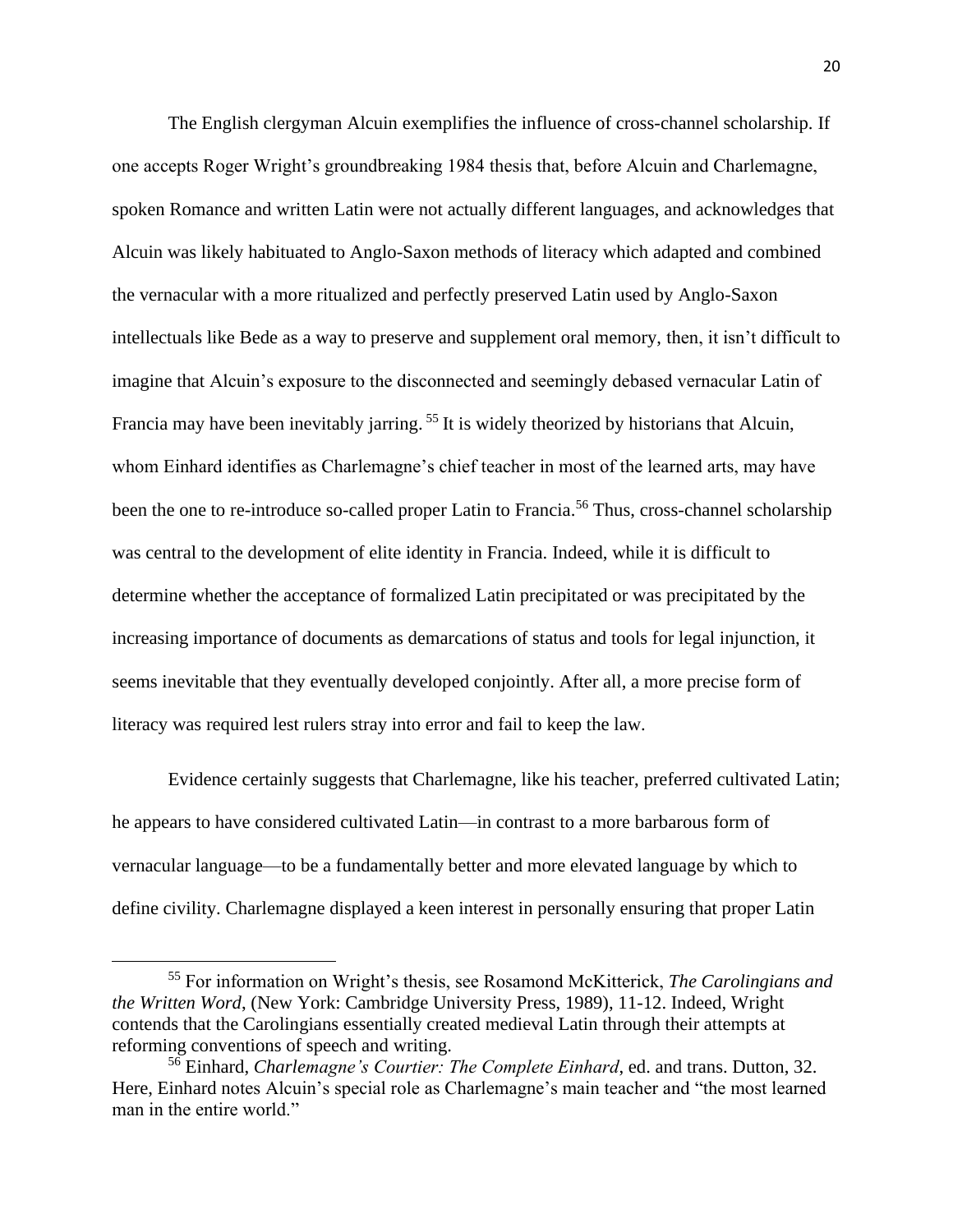The English clergyman Alcuin exemplifies the influence of cross-channel scholarship. If one accepts Roger Wright's groundbreaking 1984 thesis that, before Alcuin and Charlemagne, spoken Romance and written Latin were not actually different languages, and acknowledges that Alcuin was likely habituated to Anglo-Saxon methods of literacy which adapted and combined the vernacular with a more ritualized and perfectly preserved Latin used by Anglo-Saxon intellectuals like Bede as a way to preserve and supplement oral memory, then, it isn't difficult to imagine that Alcuin's exposure to the disconnected and seemingly debased vernacular Latin of Francia may have been inevitably jarring.[55] It is widely theorized by historians that Alcuin, whom Einhard identifies as Charlemagne's chief teacher in most of the learned arts, may have been the one to re-introduce so-called proper Latin to Francia.[56] Thus, cross-channel scholarship was central to the development of elite identity in Francia. Indeed, while it is difficult to determine whether the acceptance of formalized Latin precipitated or was precipitated by the increasing importance of documents as demarcations of status and tools for legal injunction, it seems inevitable that they eventually developed conjointly. After all, a more precise form of literacy was required lest rulers stray into error and fail to keep the law.

Evidence certainly suggests that Charlemagne, like his teacher, preferred cultivated Latin; he appears to have considered cultivated Latin—in contrast to a more barbarous form of vernacular language—to be a fundamentally better and more elevated language by which to define civility. Charlemagne displayed a keen interest in personally ensuring that proper Latin

---

[55] For information on Wright's thesis, see Rosamond McKitterick, *The Carolingians and the Written Word*, (New York: Cambridge University Press, 1989), 11-12. Indeed, Wright contends that the Carolingians essentially created medieval Latin through their attempts at reforming conventions of speech and writing.

[56] Einhard, *Charlemagne's Courtier: The Complete Einhard*, ed. and trans. Dutton, 32. Here, Einhard notes Alcuin's special role as Charlemagne's main teacher and "the most learned man in the entire world."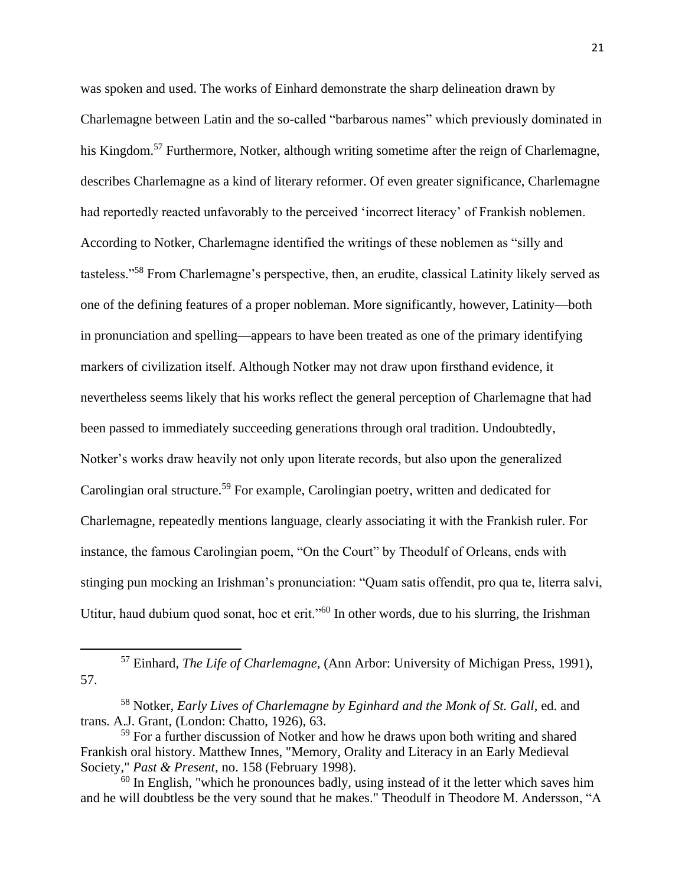was spoken and used. The works of Einhard demonstrate the sharp delineation drawn by Charlemagne between Latin and the so-called "barbarous names" which previously dominated in his Kingdom.[57] Furthermore, Notker, although writing sometime after the reign of Charlemagne, describes Charlemagne as a kind of literary reformer. Of even greater significance, Charlemagne had reportedly reacted unfavorably to the perceived 'incorrect literacy' of Frankish noblemen. According to Notker, Charlemagne identified the writings of these noblemen as "silly and tasteless."[58] From Charlemagne's perspective, then, an erudite, classical Latinity likely served as one of the defining features of a proper nobleman. More significantly, however, Latinity—both in pronunciation and spelling—appears to have been treated as one of the primary identifying markers of civilization itself. Although Notker may not draw upon firsthand evidence, it nevertheless seems likely that his works reflect the general perception of Charlemagne that had been passed to immediately succeeding generations through oral tradition. Undoubtedly, Notker's works draw heavily not only upon literate records, but also upon the generalized Carolingian oral structure.[59] For example, Carolingian poetry, written and dedicated for Charlemagne, repeatedly mentions language, clearly associating it with the Frankish ruler. For instance, the famous Carolingian poem, "On the Court" by Theodulf of Orleans, ends with stinging pun mocking an Irishman's pronunciation: "Quam satis offendit, pro qua te, literra salvi, Utitur, haud dubium quod sonat, hoc et erit."[60] In other words, due to his slurring, the Irishman

---

[57] Einhard, *The Life of Charlemagne*, (Ann Arbor: University of Michigan Press, 1991), 57.

[58] Notker, *Early Lives of Charlemagne by Eginhard and the Monk of St. Gall*, ed. and trans. A.J. Grant, (London: Chatto, 1926), 63.

[59] For a further discussion of Notker and how he draws upon both writing and shared Frankish oral history. Matthew Innes, "Memory, Orality and Literacy in an Early Medieval Society," *Past & Present*, no. 158 (February 1998).

[60] In English, "which he pronounces badly, using instead of it the letter which saves him and he will doubtless be the very sound that he makes." Theodulf in Theodore M. Andersson, "A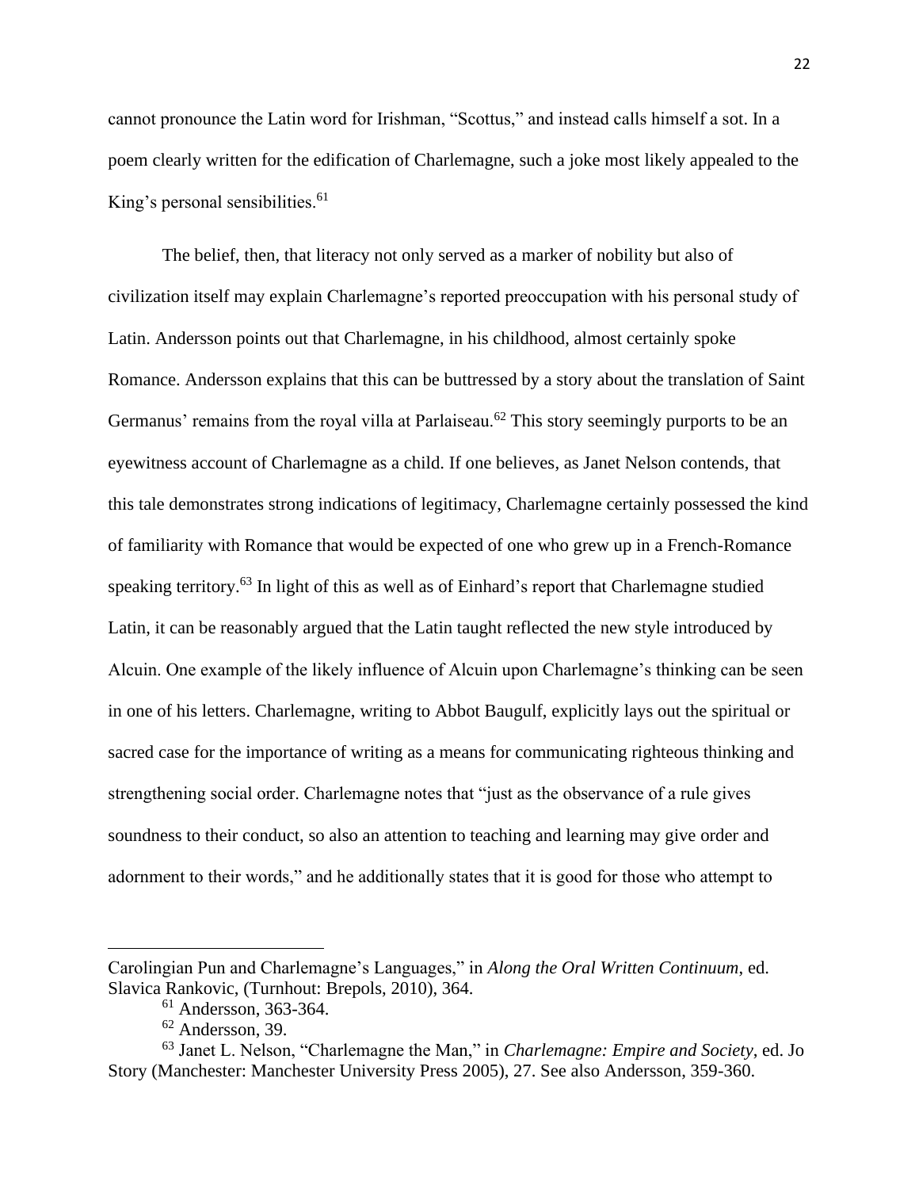cannot pronounce the Latin word for Irishman, "Scottus," and instead calls himself a sot. In a poem clearly written for the edification of Charlemagne, such a joke most likely appealed to the King's personal sensibilities.[61]

The belief, then, that literacy not only served as a marker of nobility but also of civilization itself may explain Charlemagne's reported preoccupation with his personal study of Latin. Andersson points out that Charlemagne, in his childhood, almost certainly spoke Romance. Andersson explains that this can be buttressed by a story about the translation of Saint Germanus' remains from the royal villa at Parlaiseau.[62] This story seemingly purports to be an eyewitness account of Charlemagne as a child. If one believes, as Janet Nelson contends, that this tale demonstrates strong indications of legitimacy, Charlemagne certainly possessed the kind of familiarity with Romance that would be expected of one who grew up in a French-Romance speaking territory.[63] In light of this as well as of Einhard's report that Charlemagne studied Latin, it can be reasonably argued that the Latin taught reflected the new style introduced by Alcuin. One example of the likely influence of Alcuin upon Charlemagne's thinking can be seen in one of his letters. Charlemagne, writing to Abbot Baugulf, explicitly lays out the spiritual or sacred case for the importance of writing as a means for communicating righteous thinking and strengthening social order. Charlemagne notes that "just as the observance of a rule gives soundness to their conduct, so also an attention to teaching and learning may give order and adornment to their words," and he additionally states that it is good for those who attempt to

---

Carolingian Pun and Charlemagne's Languages," in *Along the Oral Written Continuum*, ed. Slavica Rankovic, (Turnhout: Brepols, 2010), 364.

[61] Andersson, 363-364.

[62] Andersson, 39.

[63] Janet L. Nelson, "Charlemagne the Man," in *Charlemagne: Empire and Society*, ed. Jo Story (Manchester: Manchester University Press 2005), 27. See also Andersson, 359-360.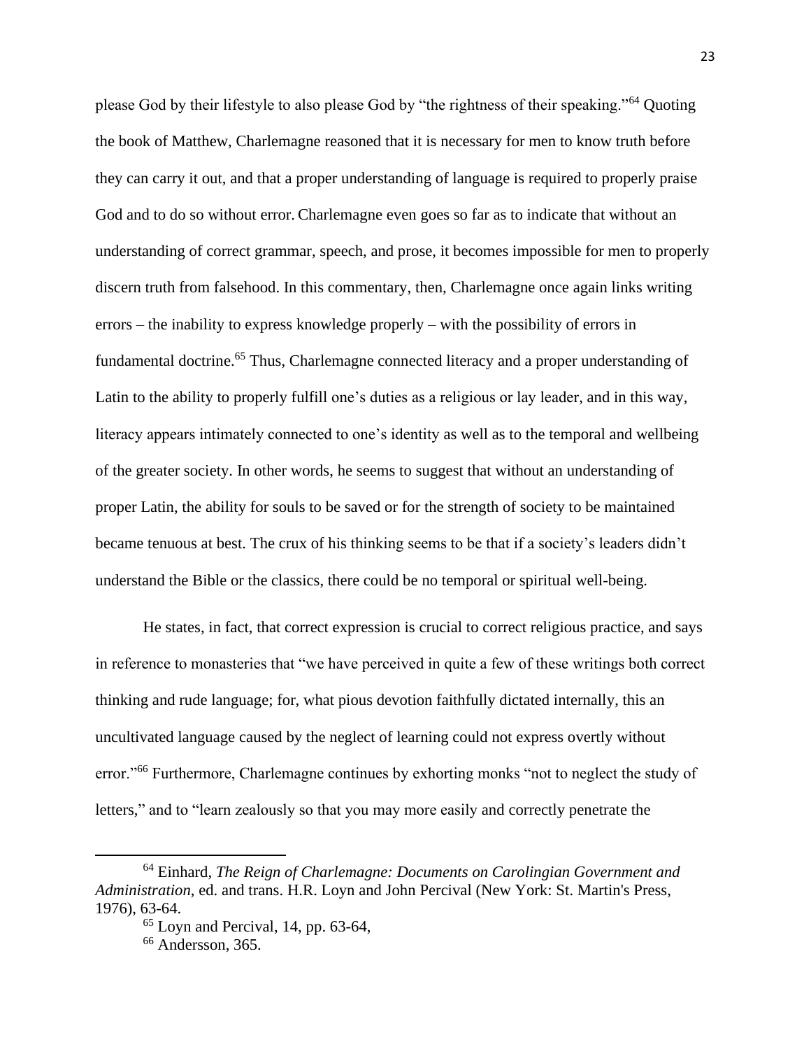please God by their lifestyle to also please God by "the rightness of their speaking."[64] Quoting the book of Matthew, Charlemagne reasoned that it is necessary for men to know truth before they can carry it out, and that a proper understanding of language is required to properly praise God and to do so without error. Charlemagne even goes so far as to indicate that without an understanding of correct grammar, speech, and prose, it becomes impossible for men to properly discern truth from falsehood. In this commentary, then, Charlemagne once again links writing errors – the inability to express knowledge properly – with the possibility of errors in fundamental doctrine.[65] Thus, Charlemagne connected literacy and a proper understanding of Latin to the ability to properly fulfill one's duties as a religious or lay leader, and in this way, literacy appears intimately connected to one's identity as well as to the temporal and wellbeing of the greater society. In other words, he seems to suggest that without an understanding of proper Latin, the ability for souls to be saved or for the strength of society to be maintained became tenuous at best. The crux of his thinking seems to be that if a society's leaders didn't understand the Bible or the classics, there could be no temporal or spiritual well-being.

He states, in fact, that correct expression is crucial to correct religious practice, and says in reference to monasteries that "we have perceived in quite a few of these writings both correct thinking and rude language; for, what pious devotion faithfully dictated internally, this an uncultivated language caused by the neglect of learning could not express overtly without error."[66] Furthermore, Charlemagne continues by exhorting monks "not to neglect the study of letters," and to "learn zealously so that you may more easily and correctly penetrate the

---

[64] Einhard, *The Reign of Charlemagne: Documents on Carolingian Government and Administration*, ed. and trans. H.R. Loyn and John Percival (New York: St. Martin's Press, 1976), 63-64.

[65] Loyn and Percival, 14, pp. 63-64,

[66] Andersson, 365.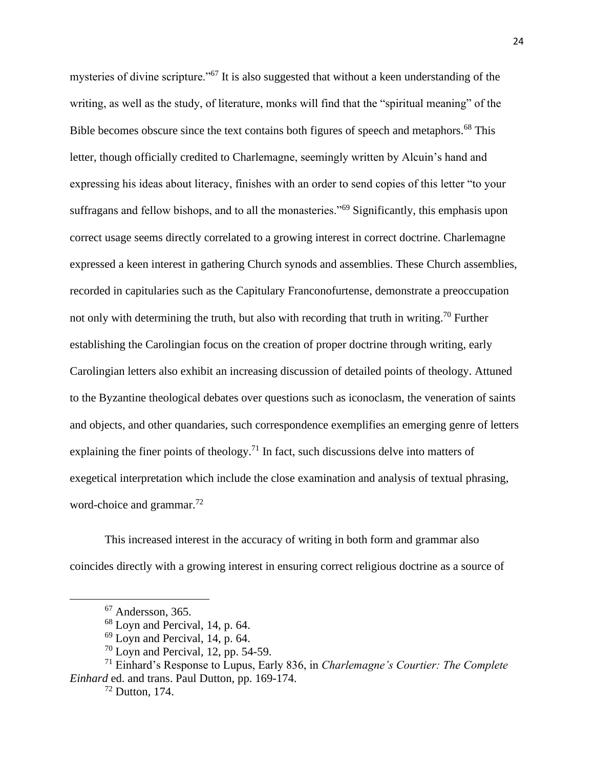mysteries of divine scripture."[67] It is also suggested that without a keen understanding of the writing, as well as the study, of literature, monks will find that the "spiritual meaning" of the Bible becomes obscure since the text contains both figures of speech and metaphors.[68] This letter, though officially credited to Charlemagne, seemingly written by Alcuin's hand and expressing his ideas about literacy, finishes with an order to send copies of this letter "to your suffragans and fellow bishops, and to all the monasteries."[69] Significantly, this emphasis upon correct usage seems directly correlated to a growing interest in correct doctrine. Charlemagne expressed a keen interest in gathering Church synods and assemblies. These Church assemblies, recorded in capitularies such as the Capitulary Franconofurtense, demonstrate a preoccupation not only with determining the truth, but also with recording that truth in writing.[70] Further establishing the Carolingian focus on the creation of proper doctrine through writing, early Carolingian letters also exhibit an increasing discussion of detailed points of theology. Attuned to the Byzantine theological debates over questions such as iconoclasm, the veneration of saints and objects, and other quandaries, such correspondence exemplifies an emerging genre of letters explaining the finer points of theology.[71] In fact, such discussions delve into matters of exegetical interpretation which include the close examination and analysis of textual phrasing, word-choice and grammar.[72]

This increased interest in the accuracy of writing in both form and grammar also coincides directly with a growing interest in ensuring correct religious doctrine as a source of

---

[67] Andersson, 365.

[68] Loyn and Percival, 14, p. 64.

[69] Loyn and Percival, 14, p. 64.

[70] Loyn and Percival, 12, pp. 54-59.

[71] Einhard's Response to Lupus, Early 836, in *Charlemagne's Courtier: The Complete Einhard* ed. and trans. Paul Dutton, pp. 169-174.

[72] Dutton, 174.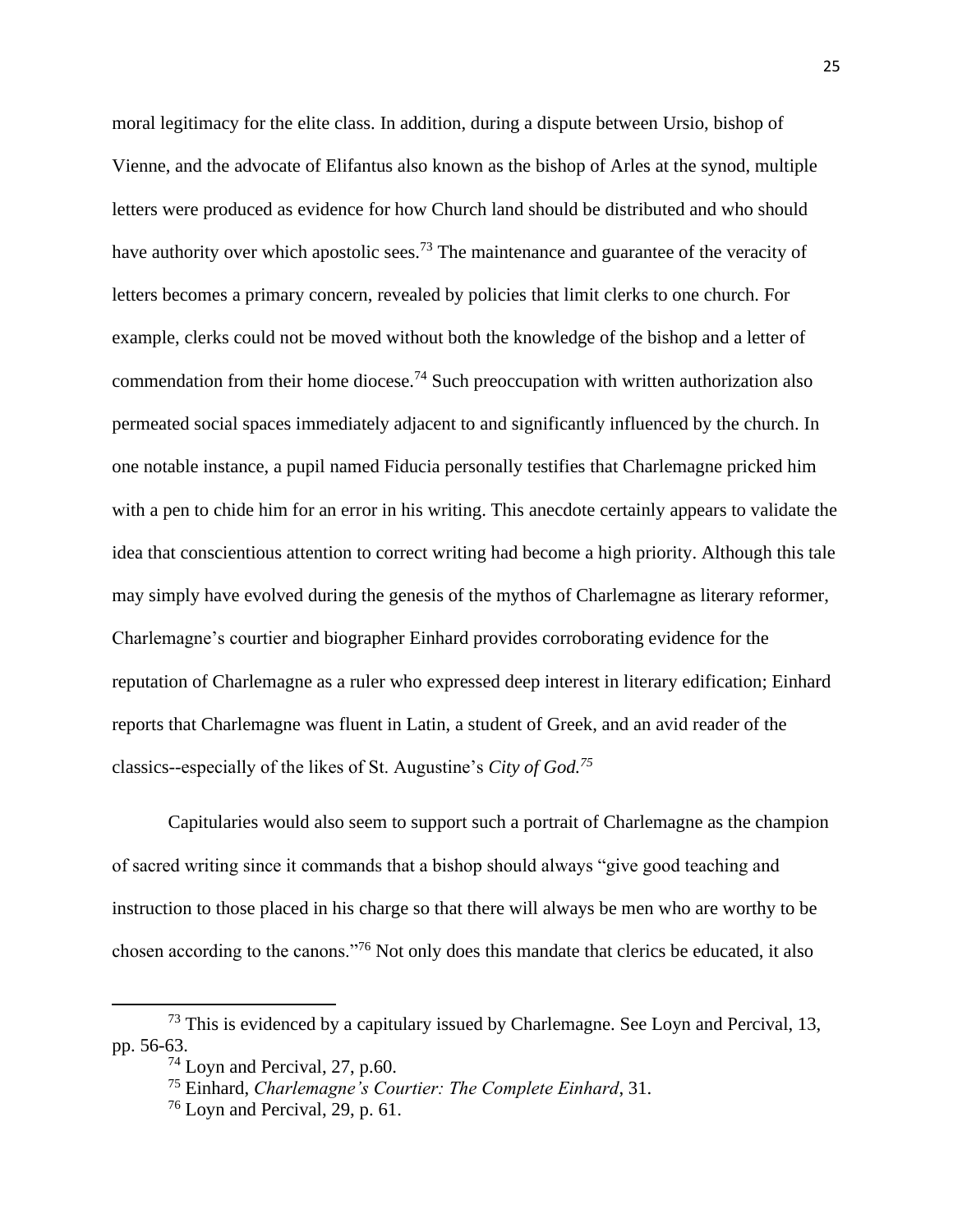moral legitimacy for the elite class. In addition, during a dispute between Ursio, bishop of Vienne, and the advocate of Elifantus also known as the bishop of Arles at the synod, multiple letters were produced as evidence for how Church land should be distributed and who should have authority over which apostolic sees.[73] The maintenance and guarantee of the veracity of letters becomes a primary concern, revealed by policies that limit clerks to one church. For example, clerks could not be moved without both the knowledge of the bishop and a letter of commendation from their home diocese.[74] Such preoccupation with written authorization also permeated social spaces immediately adjacent to and significantly influenced by the church. In one notable instance, a pupil named Fiducia personally testifies that Charlemagne pricked him with a pen to chide him for an error in his writing. This anecdote certainly appears to validate the idea that conscientious attention to correct writing had become a high priority. Although this tale may simply have evolved during the genesis of the mythos of Charlemagne as literary reformer, Charlemagne's courtier and biographer Einhard provides corroborating evidence for the reputation of Charlemagne as a ruler who expressed deep interest in literary edification; Einhard reports that Charlemagne was fluent in Latin, a student of Greek, and an avid reader of the classics--especially of the likes of St. Augustine's *City of God.*[75]

Capitularies would also seem to support such a portrait of Charlemagne as the champion of sacred writing since it commands that a bishop should always "give good teaching and instruction to those placed in his charge so that there will always be men who are worthy to be chosen according to the canons."[76] Not only does this mandate that clerics be educated, it also

[73] This is evidenced by a capitulary issued by Charlemagne. See Loyn and Percival, 13, pp. 56-63.

[74] Loyn and Percival, 27, p.60.

[75] Einhard, *Charlemagne's Courtier: The Complete Einhard*, 31.

[76] Loyn and Percival, 29, p. 61.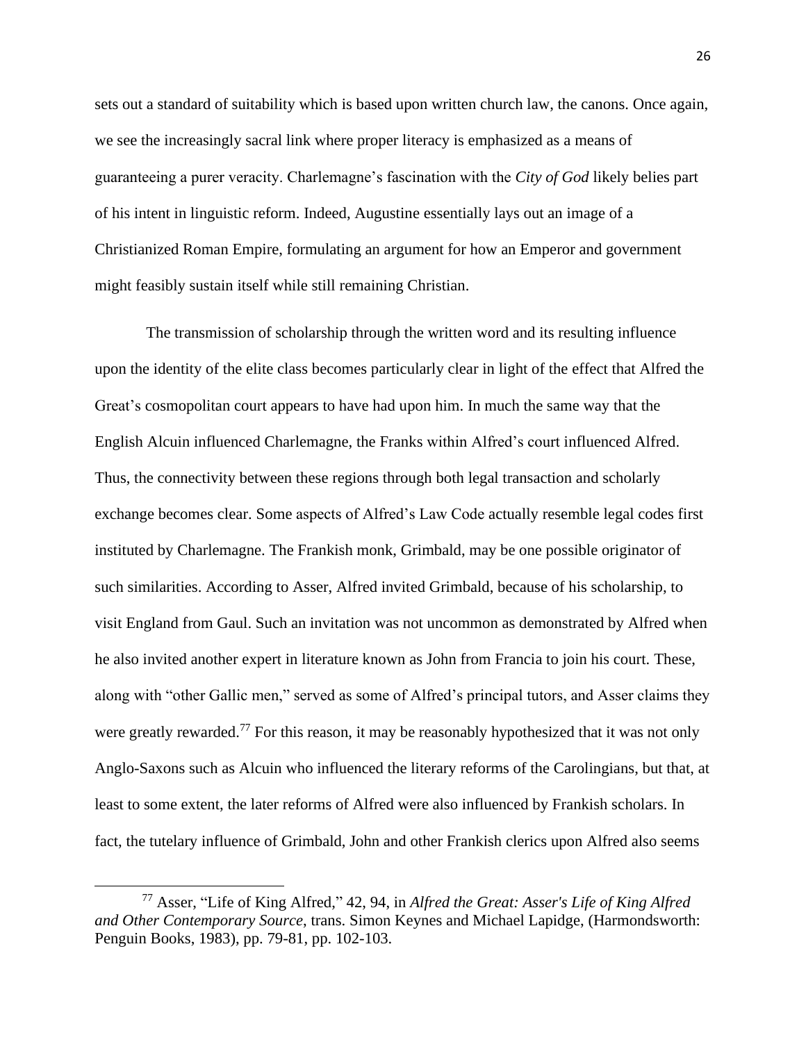sets out a standard of suitability which is based upon written church law, the canons. Once again, we see the increasingly sacral link where proper literacy is emphasized as a means of guaranteeing a purer veracity. Charlemagne's fascination with the *City of God* likely belies part of his intent in linguistic reform. Indeed, Augustine essentially lays out an image of a Christianized Roman Empire, formulating an argument for how an Emperor and government might feasibly sustain itself while still remaining Christian.

The transmission of scholarship through the written word and its resulting influence upon the identity of the elite class becomes particularly clear in light of the effect that Alfred the Great's cosmopolitan court appears to have had upon him. In much the same way that the English Alcuin influenced Charlemagne, the Franks within Alfred's court influenced Alfred. Thus, the connectivity between these regions through both legal transaction and scholarly exchange becomes clear. Some aspects of Alfred's Law Code actually resemble legal codes first instituted by Charlemagne. The Frankish monk, Grimbald, may be one possible originator of such similarities. According to Asser, Alfred invited Grimbald, because of his scholarship, to visit England from Gaul. Such an invitation was not uncommon as demonstrated by Alfred when he also invited another expert in literature known as John from Francia to join his court. These, along with "other Gallic men," served as some of Alfred's principal tutors, and Asser claims they were greatly rewarded.[77] For this reason, it may be reasonably hypothesized that it was not only Anglo-Saxons such as Alcuin who influenced the literary reforms of the Carolingians, but that, at least to some extent, the later reforms of Alfred were also influenced by Frankish scholars. In fact, the tutelary influence of Grimbald, John and other Frankish clerics upon Alfred also seems

---

[77] Asser, "Life of King Alfred," 42, 94, in *Alfred the Great: Asser's Life of King Alfred and Other Contemporary Source*, trans. Simon Keynes and Michael Lapidge, (Harmondsworth: Penguin Books, 1983), pp. 79-81, pp. 102-103.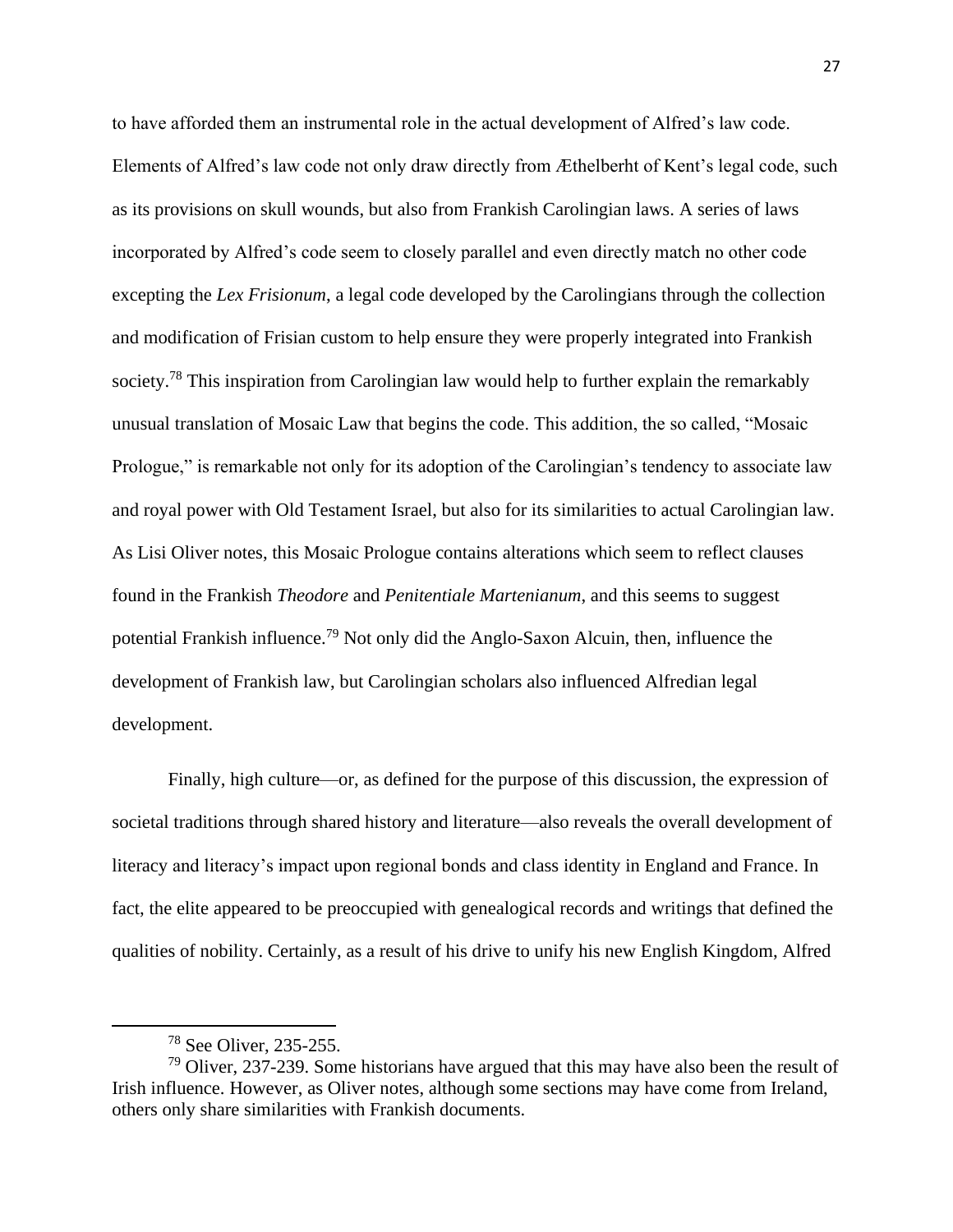to have afforded them an instrumental role in the actual development of Alfred's law code. Elements of Alfred's law code not only draw directly from Æthelberht of Kent's legal code, such as its provisions on skull wounds, but also from Frankish Carolingian laws. A series of laws incorporated by Alfred's code seem to closely parallel and even directly match no other code excepting the *Lex Frisionum*, a legal code developed by the Carolingians through the collection and modification of Frisian custom to help ensure they were properly integrated into Frankish society.[78] This inspiration from Carolingian law would help to further explain the remarkably unusual translation of Mosaic Law that begins the code. This addition, the so called, "Mosaic Prologue," is remarkable not only for its adoption of the Carolingian's tendency to associate law and royal power with Old Testament Israel, but also for its similarities to actual Carolingian law. As Lisi Oliver notes, this Mosaic Prologue contains alterations which seem to reflect clauses found in the Frankish *Theodore* and *Penitentiale Martenianum*, and this seems to suggest potential Frankish influence.[79] Not only did the Anglo-Saxon Alcuin, then, influence the development of Frankish law, but Carolingian scholars also influenced Alfredian legal development.

Finally, high culture—or, as defined for the purpose of this discussion, the expression of societal traditions through shared history and literature—also reveals the overall development of literacy and literacy's impact upon regional bonds and class identity in England and France. In fact, the elite appeared to be preoccupied with genealogical records and writings that defined the qualities of nobility. Certainly, as a result of his drive to unify his new English Kingdom, Alfred

---

[78] See Oliver, 235-255.

[79] Oliver, 237-239. Some historians have argued that this may have also been the result of Irish influence. However, as Oliver notes, although some sections may have come from Ireland, others only share similarities with Frankish documents.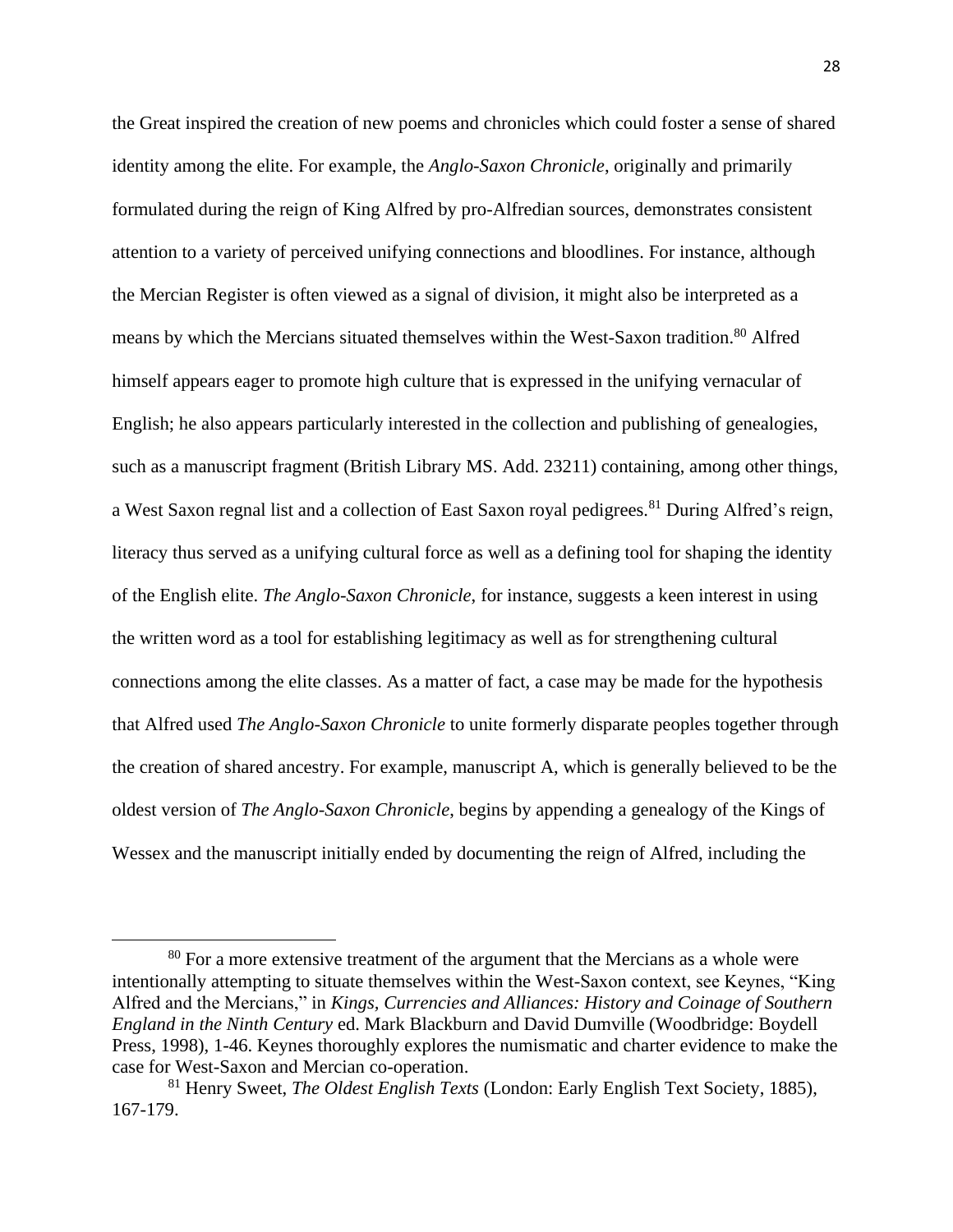the Great inspired the creation of new poems and chronicles which could foster a sense of shared identity among the elite. For example, the *Anglo-Saxon Chronicle*, originally and primarily formulated during the reign of King Alfred by pro-Alfredian sources, demonstrates consistent attention to a variety of perceived unifying connections and bloodlines. For instance, although the Mercian Register is often viewed as a signal of division, it might also be interpreted as a means by which the Mercians situated themselves within the West-Saxon tradition.[80] Alfred himself appears eager to promote high culture that is expressed in the unifying vernacular of English; he also appears particularly interested in the collection and publishing of genealogies, such as a manuscript fragment (British Library MS. Add. 23211) containing, among other things, a West Saxon regnal list and a collection of East Saxon royal pedigrees.[81] During Alfred's reign, literacy thus served as a unifying cultural force as well as a defining tool for shaping the identity of the English elite. *The Anglo-Saxon Chronicle*, for instance, suggests a keen interest in using the written word as a tool for establishing legitimacy as well as for strengthening cultural connections among the elite classes. As a matter of fact, a case may be made for the hypothesis that Alfred used *The Anglo-Saxon Chronicle* to unite formerly disparate peoples together through the creation of shared ancestry. For example, manuscript A, which is generally believed to be the oldest version of *The Anglo-Saxon Chronicle*, begins by appending a genealogy of the Kings of Wessex and the manuscript initially ended by documenting the reign of Alfred, including the

---

[80] For a more extensive treatment of the argument that the Mercians as a whole were intentionally attempting to situate themselves within the West-Saxon context, see Keynes, "King Alfred and the Mercians," in *Kings, Currencies and Alliances: History and Coinage of Southern England in the Ninth Century* ed. Mark Blackburn and David Dumville (Woodbridge: Boydell Press, 1998), 1-46. Keynes thoroughly explores the numismatic and charter evidence to make the case for West-Saxon and Mercian co-operation.

[81] Henry Sweet, *The Oldest English Texts* (London: Early English Text Society, 1885), 167-179.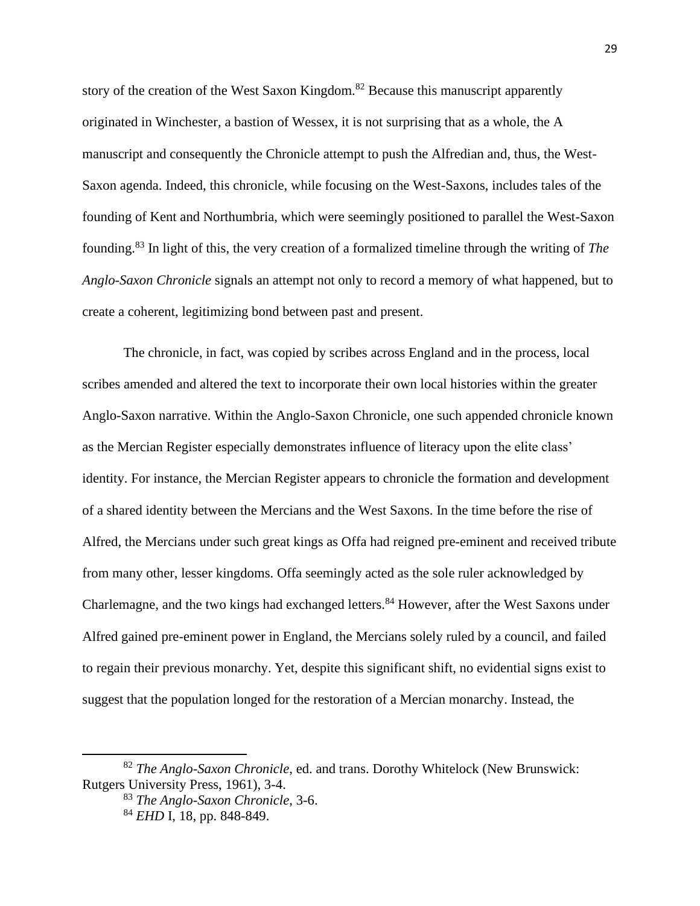story of the creation of the West Saxon Kingdom.[82] Because this manuscript apparently originated in Winchester, a bastion of Wessex, it is not surprising that as a whole, the A manuscript and consequently the Chronicle attempt to push the Alfredian and, thus, the West-Saxon agenda. Indeed, this chronicle, while focusing on the West-Saxons, includes tales of the founding of Kent and Northumbria, which were seemingly positioned to parallel the West-Saxon founding.[83] In light of this, the very creation of a formalized timeline through the writing of *The Anglo-Saxon Chronicle* signals an attempt not only to record a memory of what happened, but to create a coherent, legitimizing bond between past and present.

The chronicle, in fact, was copied by scribes across England and in the process, local scribes amended and altered the text to incorporate their own local histories within the greater Anglo-Saxon narrative. Within the Anglo-Saxon Chronicle, one such appended chronicle known as the Mercian Register especially demonstrates influence of literacy upon the elite class' identity. For instance, the Mercian Register appears to chronicle the formation and development of a shared identity between the Mercians and the West Saxons. In the time before the rise of Alfred, the Mercians under such great kings as Offa had reigned pre-eminent and received tribute from many other, lesser kingdoms. Offa seemingly acted as the sole ruler acknowledged by Charlemagne, and the two kings had exchanged letters.[84] However, after the West Saxons under Alfred gained pre-eminent power in England, the Mercians solely ruled by a council, and failed to regain their previous monarchy. Yet, despite this significant shift, no evidential signs exist to suggest that the population longed for the restoration of a Mercian monarchy. Instead, the

---

[82] *The Anglo-Saxon Chronicle*, ed. and trans. Dorothy Whitelock (New Brunswick: Rutgers University Press, 1961), 3-4.

[83] *The Anglo-Saxon Chronicle*, 3-6.

[84] *EHD* I, 18, pp. 848-849.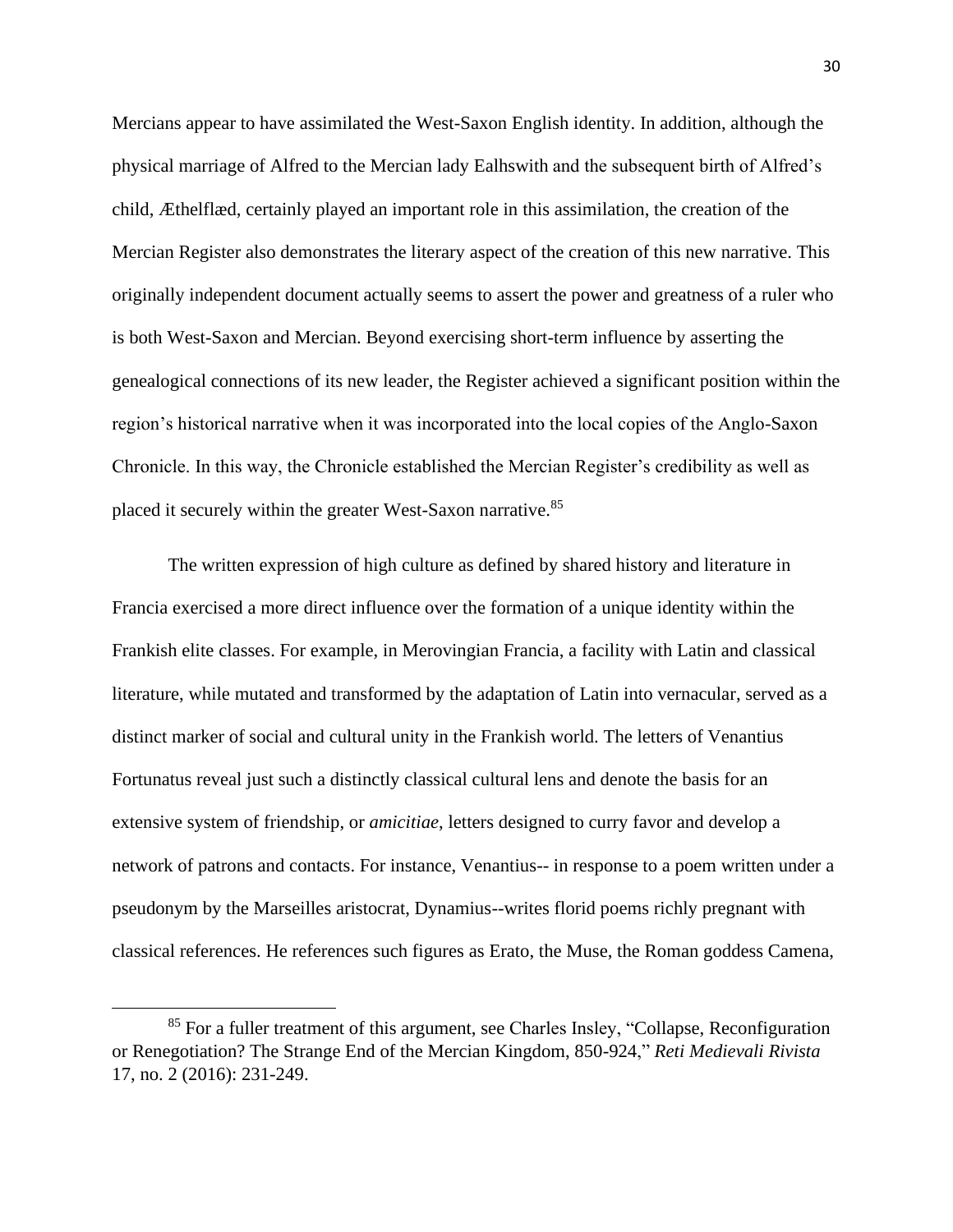Mercians appear to have assimilated the West-Saxon English identity. In addition, although the physical marriage of Alfred to the Mercian lady Ealhswith and the subsequent birth of Alfred's child, Æthelflæd, certainly played an important role in this assimilation, the creation of the Mercian Register also demonstrates the literary aspect of the creation of this new narrative. This originally independent document actually seems to assert the power and greatness of a ruler who is both West-Saxon and Mercian. Beyond exercising short-term influence by asserting the genealogical connections of its new leader, the Register achieved a significant position within the region's historical narrative when it was incorporated into the local copies of the Anglo-Saxon Chronicle. In this way, the Chronicle established the Mercian Register's credibility as well as placed it securely within the greater West-Saxon narrative.[85]

The written expression of high culture as defined by shared history and literature in Francia exercised a more direct influence over the formation of a unique identity within the Frankish elite classes. For example, in Merovingian Francia, a facility with Latin and classical literature, while mutated and transformed by the adaptation of Latin into vernacular, served as a distinct marker of social and cultural unity in the Frankish world. The letters of Venantius Fortunatus reveal just such a distinctly classical cultural lens and denote the basis for an extensive system of friendship, or *amicitiae*, letters designed to curry favor and develop a network of patrons and contacts. For instance, Venantius-- in response to a poem written under a pseudonym by the Marseilles aristocrat, Dynamius--writes florid poems richly pregnant with classical references. He references such figures as Erato, the Muse, the Roman goddess Camena,

---

[85] For a fuller treatment of this argument, see Charles Insley, "Collapse, Reconfiguration or Renegotiation? The Strange End of the Mercian Kingdom, 850-924," *Reti Medievali Rivista* 17, no. 2 (2016): 231-249.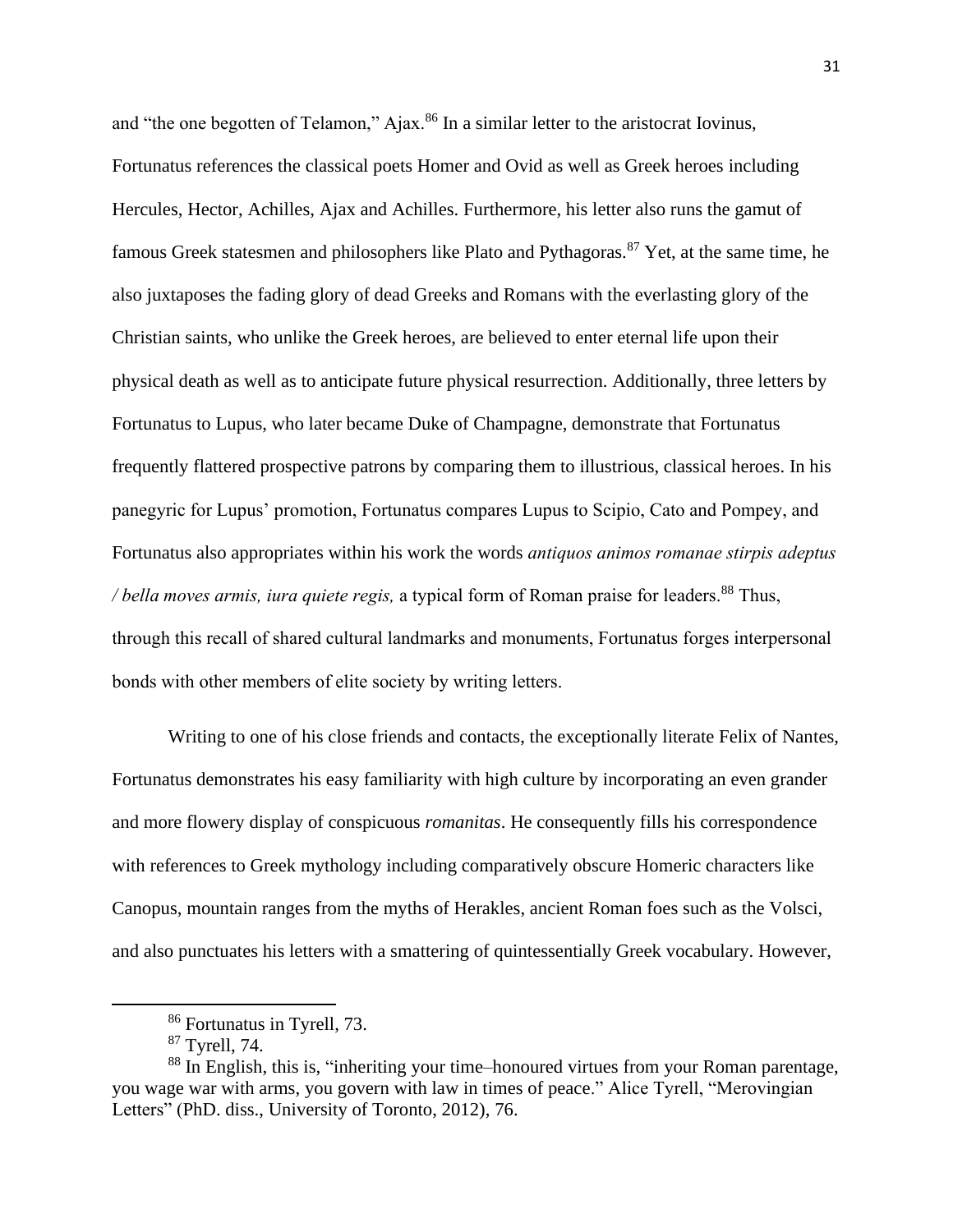and “the one begotten of Telamon,” Ajax.[86] In a similar letter to the aristocrat Iovinus, Fortunatus references the classical poets Homer and Ovid as well as Greek heroes including Hercules, Hector, Achilles, Ajax and Achilles. Furthermore, his letter also runs the gamut of famous Greek statesmen and philosophers like Plato and Pythagoras.[87] Yet, at the same time, he also juxtaposes the fading glory of dead Greeks and Romans with the everlasting glory of the Christian saints, who unlike the Greek heroes, are believed to enter eternal life upon their physical death as well as to anticipate future physical resurrection. Additionally, three letters by Fortunatus to Lupus, who later became Duke of Champagne, demonstrate that Fortunatus frequently flattered prospective patrons by comparing them to illustrious, classical heroes. In his panegyric for Lupus’ promotion, Fortunatus compares Lupus to Scipio, Cato and Pompey, and Fortunatus also appropriates within his work the words *antiquos animos romanae stirpis adeptus / bella moves armis, iura quiete regis,* a typical form of Roman praise for leaders.[88] Thus, through this recall of shared cultural landmarks and monuments, Fortunatus forges interpersonal bonds with other members of elite society by writing letters.

Writing to one of his close friends and contacts, the exceptionally literate Felix of Nantes, Fortunatus demonstrates his easy familiarity with high culture by incorporating an even grander and more flowery display of conspicuous *romanitas*. He consequently fills his correspondence with references to Greek mythology including comparatively obscure Homeric characters like Canopus, mountain ranges from the myths of Herakles, ancient Roman foes such as the Volsci, and also punctuates his letters with a smattering of quintessentially Greek vocabulary. However,

---

[86] Fortunatus in Tyrell, 73.

[87] Tyrell, 74.

[88] In English, this is, “inheriting your time–honoured virtues from your Roman parentage, you wage war with arms, you govern with law in times of peace.” Alice Tyrell, “Merovingian Letters” (PhD. diss., University of Toronto, 2012), 76.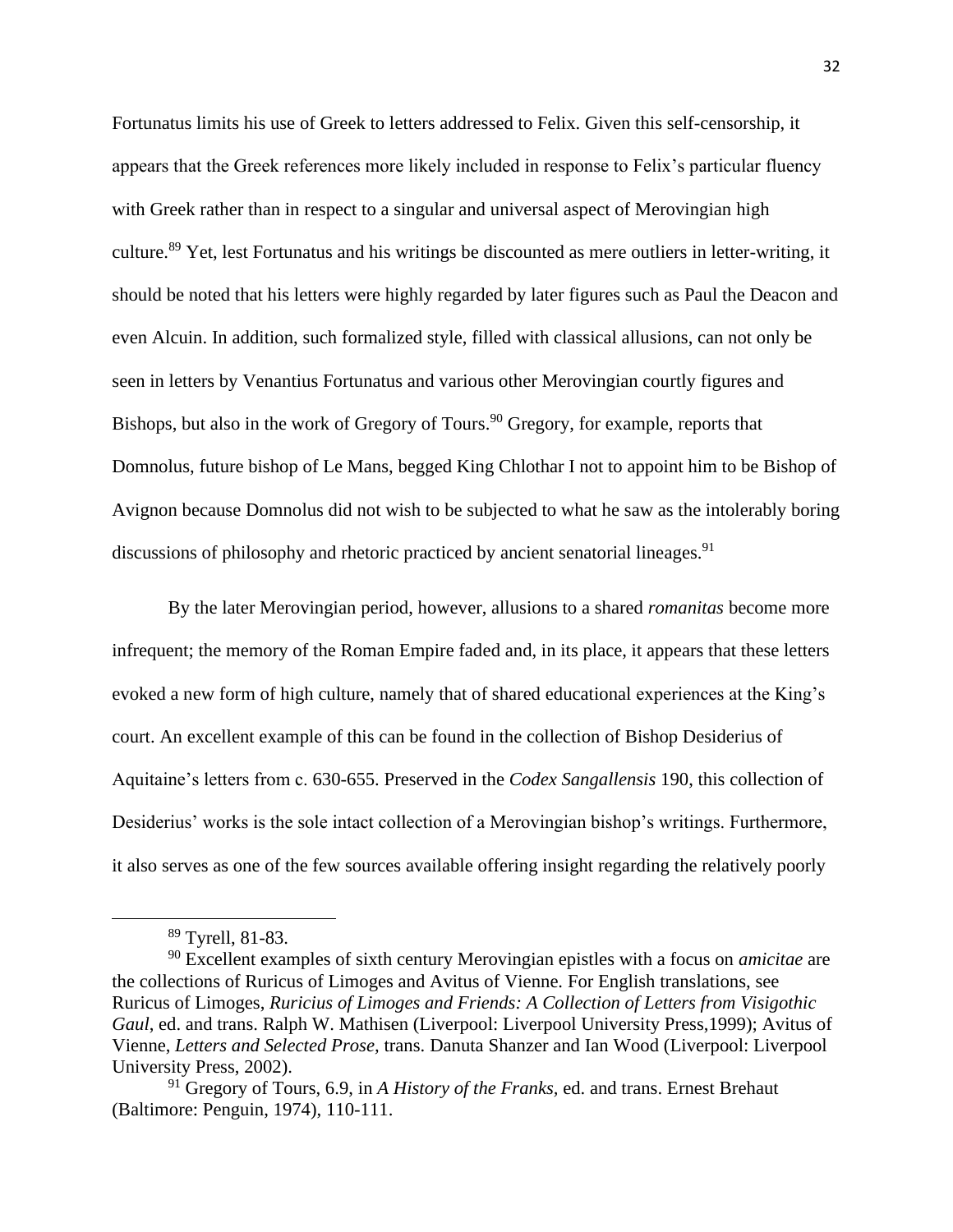Fortunatus limits his use of Greek to letters addressed to Felix. Given this self-censorship, it appears that the Greek references more likely included in response to Felix's particular fluency with Greek rather than in respect to a singular and universal aspect of Merovingian high culture.[89] Yet, lest Fortunatus and his writings be discounted as mere outliers in letter-writing, it should be noted that his letters were highly regarded by later figures such as Paul the Deacon and even Alcuin. In addition, such formalized style, filled with classical allusions, can not only be seen in letters by Venantius Fortunatus and various other Merovingian courtly figures and Bishops, but also in the work of Gregory of Tours.[90] Gregory, for example, reports that Domnolus, future bishop of Le Mans, begged King Chlothar I not to appoint him to be Bishop of Avignon because Domnolus did not wish to be subjected to what he saw as the intolerably boring discussions of philosophy and rhetoric practiced by ancient senatorial lineages.[91]

By the later Merovingian period, however, allusions to a shared *romanitas* become more infrequent; the memory of the Roman Empire faded and, in its place, it appears that these letters evoked a new form of high culture, namely that of shared educational experiences at the King's court. An excellent example of this can be found in the collection of Bishop Desiderius of Aquitaine's letters from c. 630-655. Preserved in the *Codex Sangallensis* 190, this collection of Desiderius' works is the sole intact collection of a Merovingian bishop's writings. Furthermore, it also serves as one of the few sources available offering insight regarding the relatively poorly

---

[89] Tyrell, 81-83.

[90] Excellent examples of sixth century Merovingian epistles with a focus on *amicitae* are the collections of Ruricus of Limoges and Avitus of Vienne. For English translations, see Ruricus of Limoges, *Ruricius of Limoges and Friends: A Collection of Letters from Visigothic Gaul*, ed. and trans. Ralph W. Mathisen (Liverpool: Liverpool University Press,1999); Avitus of Vienne, *Letters and Selected Prose,* trans. Danuta Shanzer and Ian Wood (Liverpool: Liverpool University Press, 2002).

[91] Gregory of Tours, 6.9, in *A History of the Franks,* ed. and trans. Ernest Brehaut (Baltimore: Penguin, 1974), 110-111.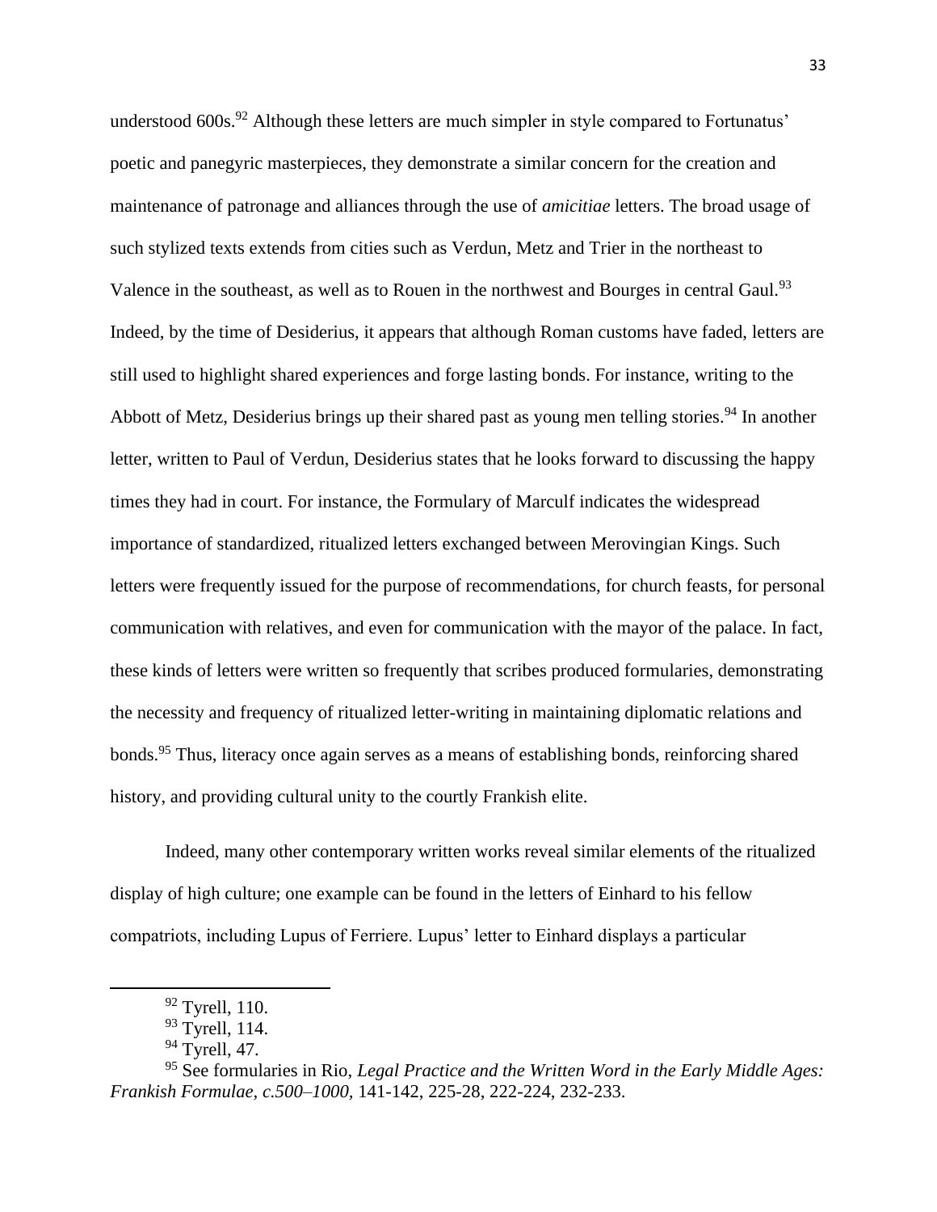understood 600s.[92] Although these letters are much simpler in style compared to Fortunatus' poetic and panegyric masterpieces, they demonstrate a similar concern for the creation and maintenance of patronage and alliances through the use of *amicitiae* letters. The broad usage of such stylized texts extends from cities such as Verdun, Metz and Trier in the northeast to Valence in the southeast, as well as to Rouen in the northwest and Bourges in central Gaul.[93] Indeed, by the time of Desiderius, it appears that although Roman customs have faded, letters are still used to highlight shared experiences and forge lasting bonds. For instance, writing to the Abbott of Metz, Desiderius brings up their shared past as young men telling stories.[94] In another letter, written to Paul of Verdun, Desiderius states that he looks forward to discussing the happy times they had in court. For instance, the Formulary of Marculf indicates the widespread importance of standardized, ritualized letters exchanged between Merovingian Kings. Such letters were frequently issued for the purpose of recommendations, for church feasts, for personal communication with relatives, and even for communication with the mayor of the palace. In fact, these kinds of letters were written so frequently that scribes produced formularies, demonstrating the necessity and frequency of ritualized letter-writing in maintaining diplomatic relations and bonds.[95] Thus, literacy once again serves as a means of establishing bonds, reinforcing shared history, and providing cultural unity to the courtly Frankish elite.

Indeed, many other contemporary written works reveal similar elements of the ritualized display of high culture; one example can be found in the letters of Einhard to his fellow compatriots, including Lupus of Ferriere. Lupus' letter to Einhard displays a particular

---

[92] Tyrell, 110.

[93] Tyrell, 114.

[94] Tyrell, 47.

[95] See formularies in Rio, *Legal Practice and the Written Word in the Early Middle Ages: Frankish Formulae, c.500–1000*, 141-142, 225-28, 222-224, 232-233.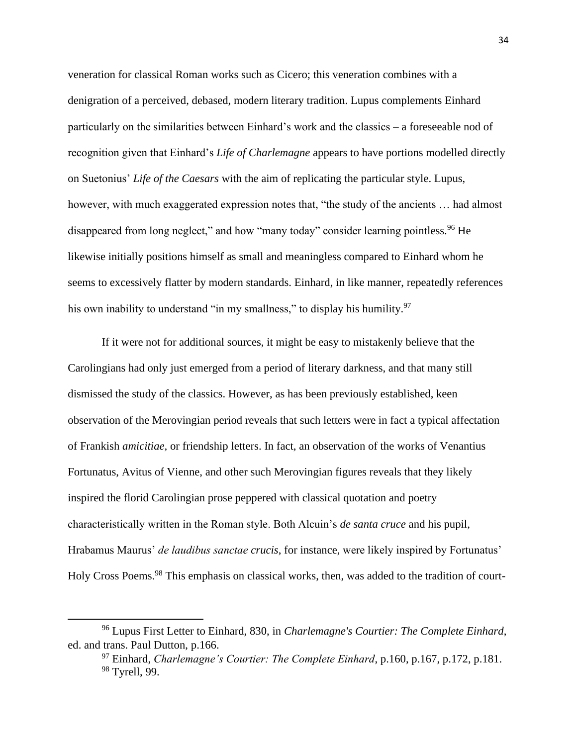veneration for classical Roman works such as Cicero; this veneration combines with a denigration of a perceived, debased, modern literary tradition. Lupus complements Einhard particularly on the similarities between Einhard's work and the classics – a foreseeable nod of recognition given that Einhard's *Life of Charlemagne* appears to have portions modelled directly on Suetonius' *Life of the Caesars* with the aim of replicating the particular style. Lupus, however, with much exaggerated expression notes that, "the study of the ancients … had almost disappeared from long neglect," and how "many today" consider learning pointless.[96] He likewise initially positions himself as small and meaningless compared to Einhard whom he seems to excessively flatter by modern standards. Einhard, in like manner, repeatedly references his own inability to understand "in my smallness," to display his humility.[97]

If it were not for additional sources, it might be easy to mistakenly believe that the Carolingians had only just emerged from a period of literary darkness, and that many still dismissed the study of the classics. However, as has been previously established, keen observation of the Merovingian period reveals that such letters were in fact a typical affectation of Frankish *amicitiae,* or friendship letters. In fact, an observation of the works of Venantius Fortunatus, Avitus of Vienne, and other such Merovingian figures reveals that they likely inspired the florid Carolingian prose peppered with classical quotation and poetry characteristically written in the Roman style. Both Alcuin's *de santa cruce* and his pupil, Hrabamus Maurus' *de laudibus sanctae crucis*, for instance, were likely inspired by Fortunatus' Holy Cross Poems.[98] This emphasis on classical works, then, was added to the tradition of court-

---

[96] Lupus First Letter to Einhard, 830, in *Charlemagne's Courtier: The Complete Einhard*, ed. and trans. Paul Dutton, p.166.

[97] Einhard, *Charlemagne's Courtier: The Complete Einhard*, p.160, p.167, p.172, p.181.

[98] Tyrell, 99.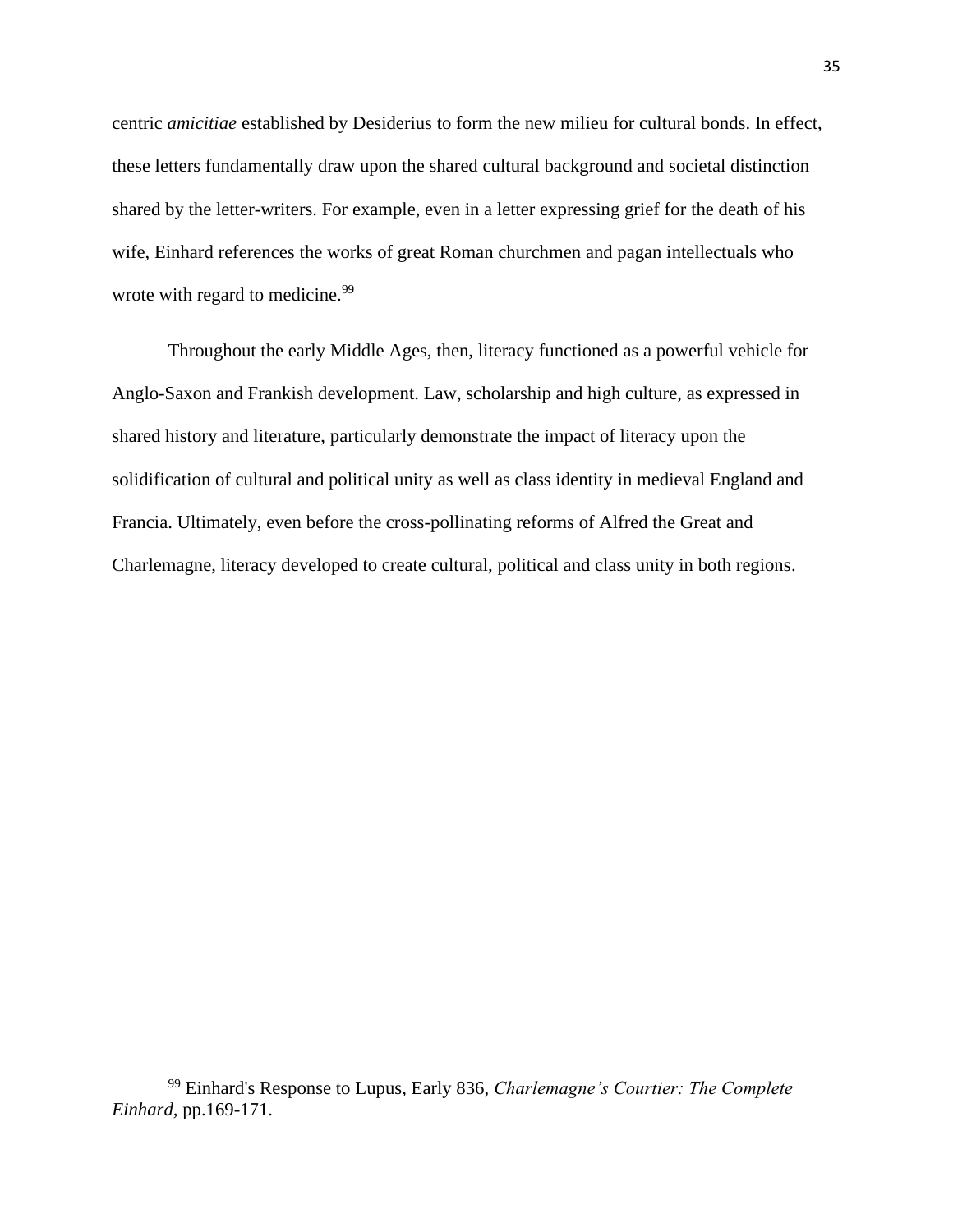centric *amicitiae* established by Desiderius to form the new milieu for cultural bonds. In effect, these letters fundamentally draw upon the shared cultural background and societal distinction shared by the letter-writers. For example, even in a letter expressing grief for the death of his wife, Einhard references the works of great Roman churchmen and pagan intellectuals who wrote with regard to medicine.[99]

Throughout the early Middle Ages, then, literacy functioned as a powerful vehicle for Anglo-Saxon and Frankish development. Law, scholarship and high culture, as expressed in shared history and literature, particularly demonstrate the impact of literacy upon the solidification of cultural and political unity as well as class identity in medieval England and Francia. Ultimately, even before the cross-pollinating reforms of Alfred the Great and Charlemagne, literacy developed to create cultural, political and class unity in both regions.

---

[99] Einhard's Response to Lupus, Early 836, *Charlemagne's Courtier: The Complete Einhard*, pp.169-171.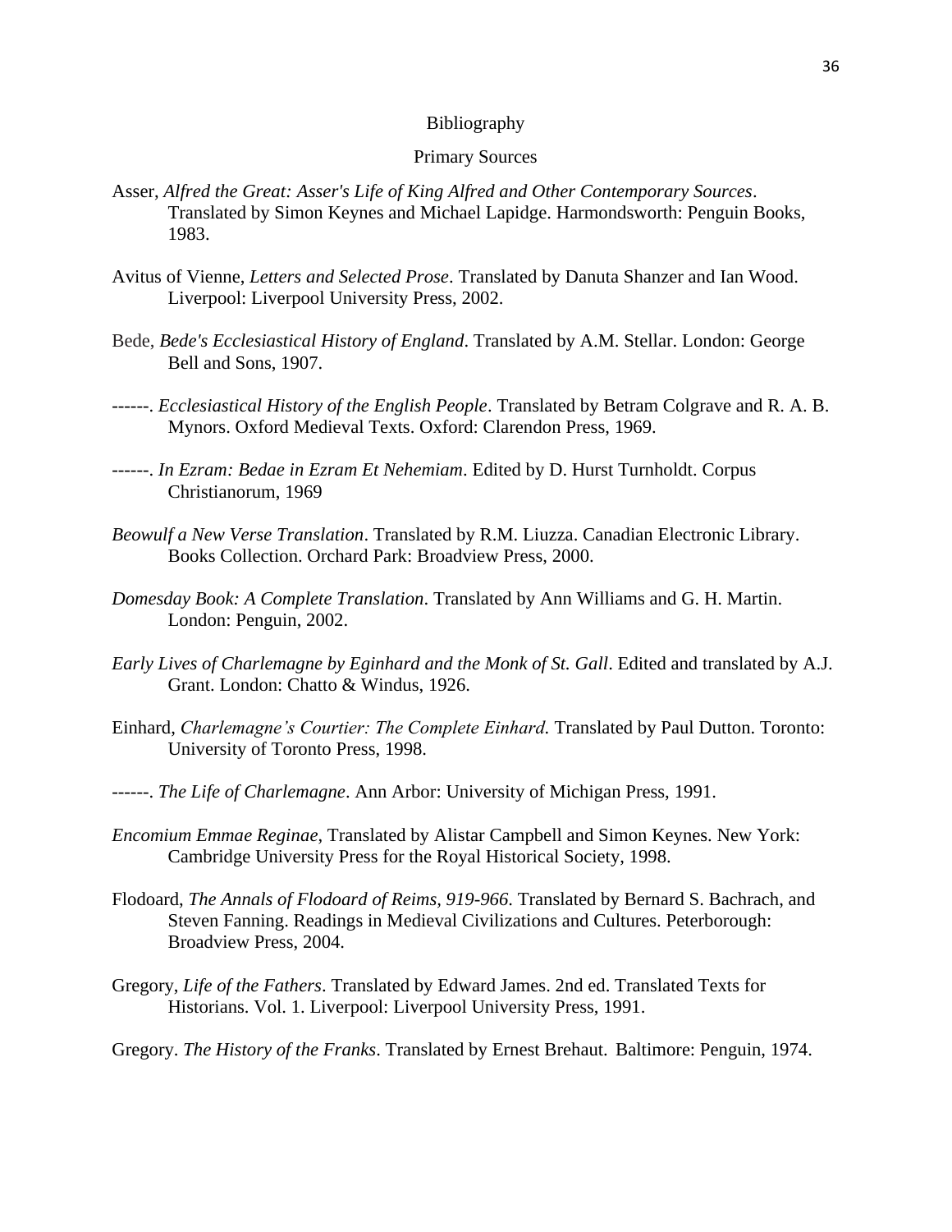# Bibliography

## Primary Sources

Asser, *Alfred the Great: Asser's Life of King Alfred and Other Contemporary Sources*. Translated by Simon Keynes and Michael Lapidge. Harmondsworth: Penguin Books, 1983.

Avitus of Vienne, *Letters and Selected Prose*. Translated by Danuta Shanzer and Ian Wood. Liverpool: Liverpool University Press, 2002.

Bede, *Bede's Ecclesiastical History of England*. Translated by A.M. Stellar. London: George Bell and Sons, 1907.

------. *Ecclesiastical History of the English People*. Translated by Betram Colgrave and R. A. B. Mynors. Oxford Medieval Texts. Oxford: Clarendon Press, 1969.

------. *In Ezram: Bedae in Ezram Et Nehemiam*. Edited by D. Hurst Turnholdt. Corpus Christianorum, 1969

*Beowulf a New Verse Translation*. Translated by R.M. Liuzza. Canadian Electronic Library. Books Collection. Orchard Park: Broadview Press, 2000.

*Domesday Book: A Complete Translation*. Translated by Ann Williams and G. H. Martin. London: Penguin, 2002.

*Early Lives of Charlemagne by Eginhard and the Monk of St. Gall*. Edited and translated by A.J. Grant. London: Chatto & Windus, 1926.

Einhard, *Charlemagne's Courtier: The Complete Einhard.* Translated by Paul Dutton. Toronto: University of Toronto Press, 1998.

------. *The Life of Charlemagne*. Ann Arbor: University of Michigan Press, 1991.

*Encomium Emmae Reginae*, Translated by Alistar Campbell and Simon Keynes. New York: Cambridge University Press for the Royal Historical Society, 1998.

Flodoard, *The Annals of Flodoard of Reims, 919-966*. Translated by Bernard S. Bachrach, and Steven Fanning. Readings in Medieval Civilizations and Cultures. Peterborough: Broadview Press, 2004.

Gregory, *Life of the Fathers*. Translated by Edward James. 2nd ed. Translated Texts for Historians. Vol. 1. Liverpool: Liverpool University Press, 1991.

Gregory. *The History of the Franks*. Translated by Ernest Brehaut. Baltimore: Penguin, 1974.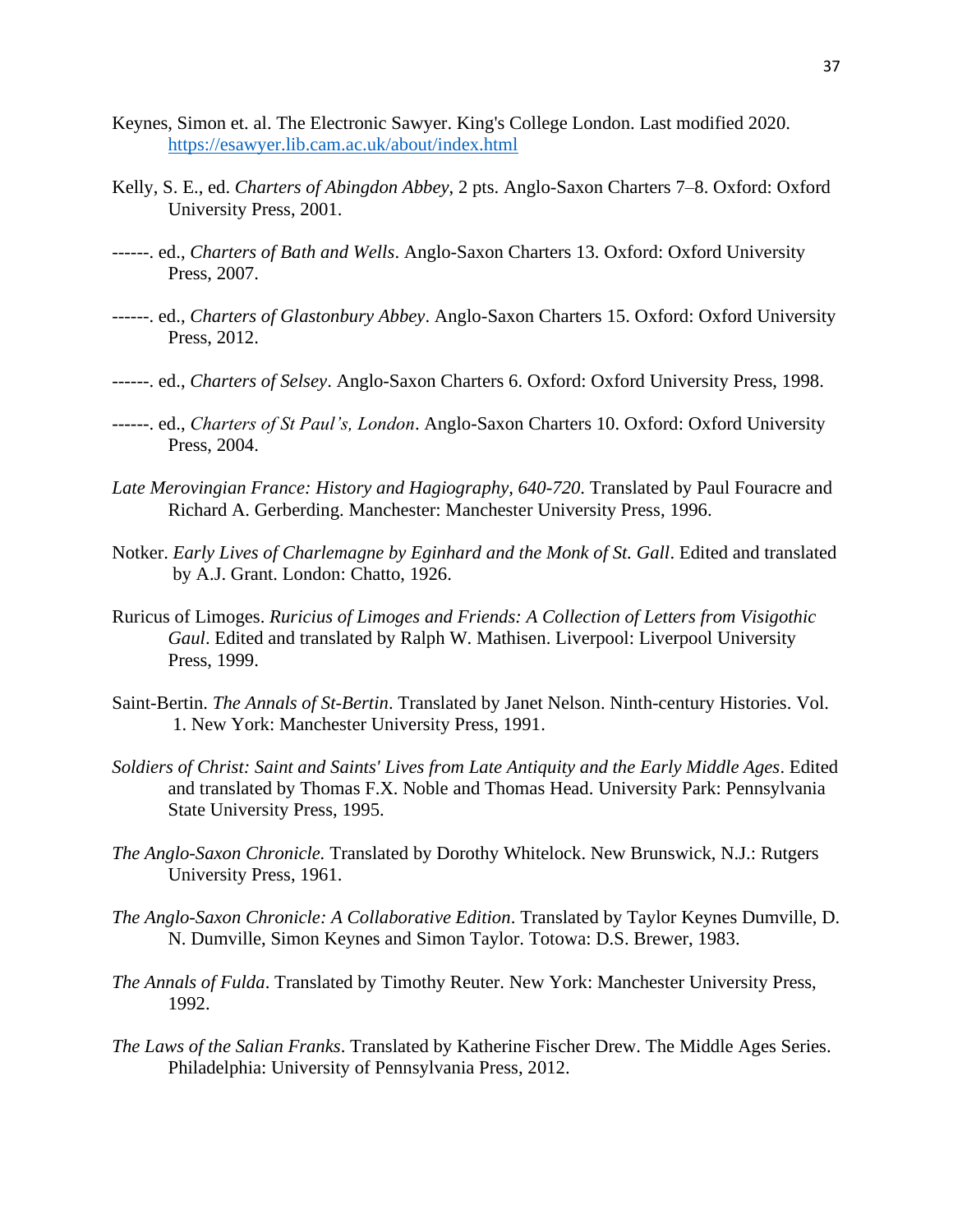Keynes, Simon et. al. The Electronic Sawyer. King's College London. Last modified 2020. https://esawyer.lib.cam.ac.uk/about/index.html

Kelly, S. E., ed. *Charters of Abingdon Abbey*, 2 pts. Anglo-Saxon Charters 7–8. Oxford: Oxford University Press, 2001.

------. ed., *Charters of Bath and Wells*. Anglo-Saxon Charters 13. Oxford: Oxford University Press, 2007.

------. ed., *Charters of Glastonbury Abbey*. Anglo-Saxon Charters 15. Oxford: Oxford University Press, 2012.

------. ed., *Charters of Selsey*. Anglo-Saxon Charters 6. Oxford: Oxford University Press, 1998.

------. ed., *Charters of St Paul's, London*. Anglo-Saxon Charters 10. Oxford: Oxford University Press, 2004.

*Late Merovingian France: History and Hagiography, 640-720*. Translated by Paul Fouracre and Richard A. Gerberding. Manchester: Manchester University Press, 1996.

Notker. *Early Lives of Charlemagne by Eginhard and the Monk of St. Gall*. Edited and translated by A.J. Grant. London: Chatto, 1926.

Ruricus of Limoges. *Ruricius of Limoges and Friends: A Collection of Letters from Visigothic Gaul*. Edited and translated by Ralph W. Mathisen. Liverpool: Liverpool University Press, 1999.

Saint-Bertin. *The Annals of St-Bertin*. Translated by Janet Nelson. Ninth-century Histories. Vol. 1. New York: Manchester University Press, 1991.

*Soldiers of Christ: Saint and Saints' Lives from Late Antiquity and the Early Middle Ages*. Edited and translated by Thomas F.X. Noble and Thomas Head. University Park: Pennsylvania State University Press, 1995.

*The Anglo-Saxon Chronicle.* Translated by Dorothy Whitelock. New Brunswick, N.J.: Rutgers University Press, 1961.

*The Anglo-Saxon Chronicle: A Collaborative Edition*. Translated by Taylor Keynes Dumville, D. N. Dumville, Simon Keynes and Simon Taylor. Totowa: D.S. Brewer, 1983.

*The Annals of Fulda*. Translated by Timothy Reuter. New York: Manchester University Press, 1992.

*The Laws of the Salian Franks*. Translated by Katherine Fischer Drew. The Middle Ages Series. Philadelphia: University of Pennsylvania Press, 2012.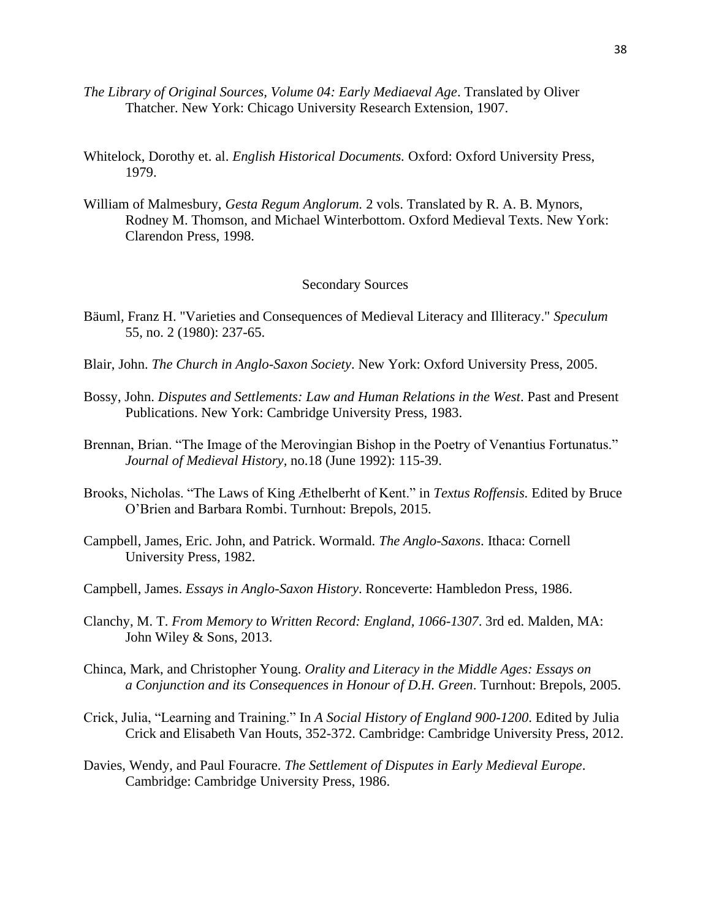*The Library of Original Sources, Volume 04: Early Mediaeval Age*. Translated by Oliver Thatcher. New York: Chicago University Research Extension, 1907.

Whitelock, Dorothy et. al. *English Historical Documents.* Oxford: Oxford University Press, 1979.

William of Malmesbury, *Gesta Regum Anglorum.* 2 vols. Translated by R. A. B. Mynors, Rodney M. Thomson, and Michael Winterbottom. Oxford Medieval Texts. New York: Clarendon Press, 1998.

## Secondary Sources

Bäuml, Franz H. "Varieties and Consequences of Medieval Literacy and Illiteracy." *Speculum* 55, no. 2 (1980): 237-65.

Blair, John. *The Church in Anglo-Saxon Society*. New York: Oxford University Press, 2005.

Bossy, John. *Disputes and Settlements: Law and Human Relations in the West*. Past and Present Publications. New York: Cambridge University Press, 1983.

Brennan, Brian. "The Image of the Merovingian Bishop in the Poetry of Venantius Fortunatus." *Journal of Medieval History,* no.18 (June 1992): 115-39.

Brooks, Nicholas. "The Laws of King Æthelberht of Kent." in *Textus Roffensis.* Edited by Bruce O'Brien and Barbara Rombi. Turnhout: Brepols, 2015.

Campbell, James, Eric. John, and Patrick. Wormald. *The Anglo-Saxons*. Ithaca: Cornell University Press, 1982.

Campbell, James. *Essays in Anglo-Saxon History*. Ronceverte: Hambledon Press, 1986.

Clanchy, M. T. *From Memory to Written Record: England, 1066-1307*. 3rd ed. Malden, MA: John Wiley & Sons, 2013.

Chinca, Mark, and Christopher Young. *Orality and Literacy in the Middle Ages: Essays on a Conjunction and its Consequences in Honour of D.H. Green*. Turnhout: Brepols, 2005.

Crick, Julia, "Learning and Training." In *A Social History of England 900-1200*. Edited by Julia Crick and Elisabeth Van Houts, 352-372. Cambridge: Cambridge University Press, 2012.

Davies, Wendy, and Paul Fouracre. *The Settlement of Disputes in Early Medieval Europe*. Cambridge: Cambridge University Press, 1986.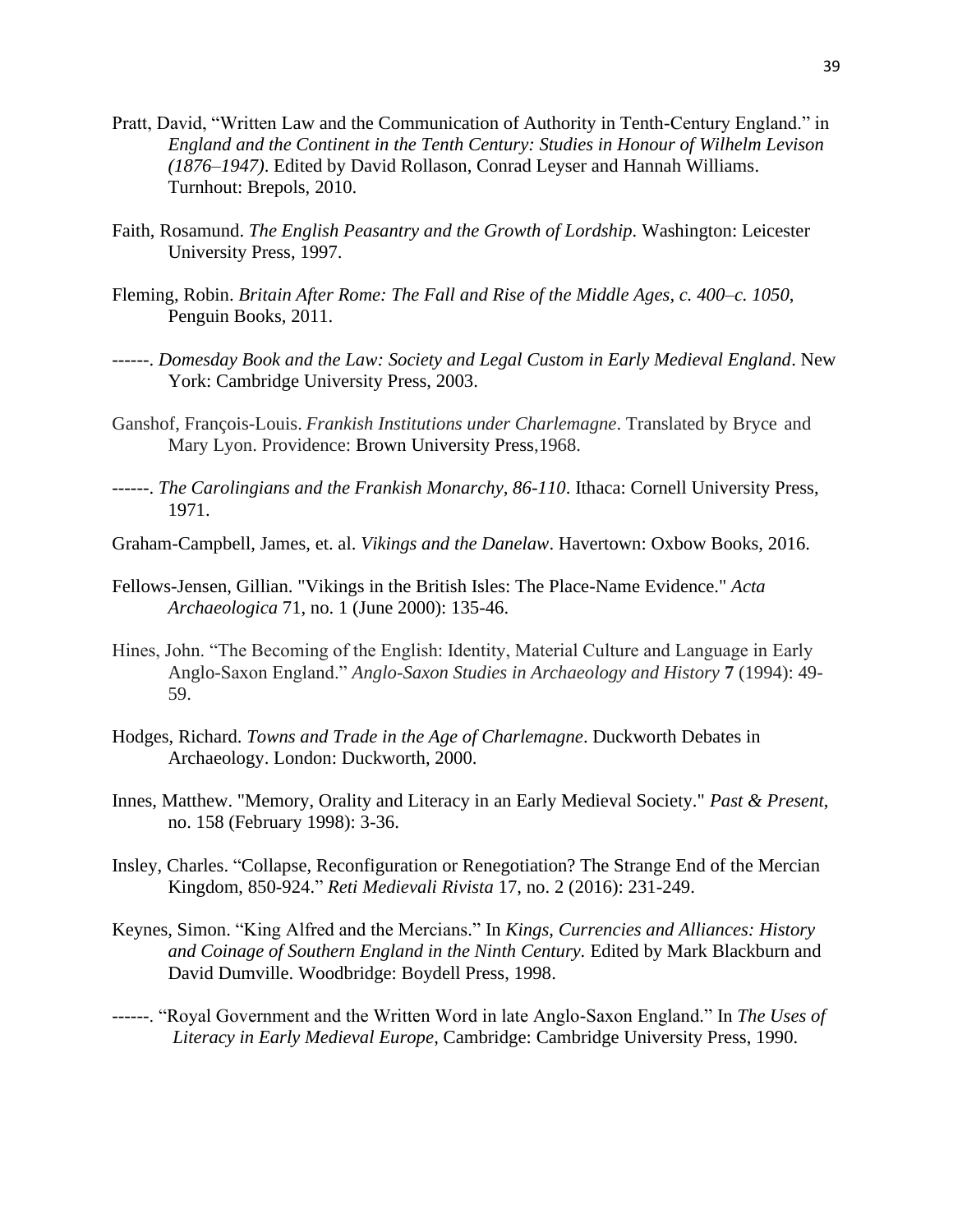Pratt, David, “Written Law and the Communication of Authority in Tenth-Century England.” in *England and the Continent in the Tenth Century: Studies in Honour of Wilhelm Levison (1876–1947)*. Edited by David Rollason, Conrad Leyser and Hannah Williams. Turnhout: Brepols, 2010.

Faith, Rosamund. *The English Peasantry and the Growth of Lordship.* Washington: Leicester University Press, 1997.

Fleming, Robin. *Britain After Rome: The Fall and Rise of the Middle Ages, c. 400–c. 1050*, Penguin Books, 2011.

------. *Domesday Book and the Law: Society and Legal Custom in Early Medieval England*. New York: Cambridge University Press, 2003.

Ganshof, François-Louis. *Frankish Institutions under Charlemagne*. Translated by Bryce and Mary Lyon. Providence: Brown University Press,1968.

------. *The Carolingians and the Frankish Monarchy, 86-110*. Ithaca: Cornell University Press, 1971.

Graham-Campbell, James, et. al. *Vikings and the Danelaw*. Havertown: Oxbow Books, 2016.

Fellows-Jensen, Gillian. "Vikings in the British Isles: The Place-Name Evidence." *Acta Archaeologica* 71, no. 1 (June 2000): 135-46.

Hines, John. “The Becoming of the English: Identity, Material Culture and Language in Early Anglo-Saxon England.” *Anglo-Saxon Studies in Archaeology and History* **7** (1994): 49-59.

Hodges, Richard. *Towns and Trade in the Age of Charlemagne*. Duckworth Debates in Archaeology. London: Duckworth, 2000.

Innes, Matthew. "Memory, Orality and Literacy in an Early Medieval Society." *Past & Present*, no. 158 (February 1998): 3-36.

Insley, Charles. “Collapse, Reconfiguration or Renegotiation? The Strange End of the Mercian Kingdom, 850-924.” *Reti Medievali Rivista* 17, no. 2 (2016): 231-249.

Keynes, Simon. “King Alfred and the Mercians.” In *Kings, Currencies and Alliances: History and Coinage of Southern England in the Ninth Century.* Edited by Mark Blackburn and David Dumville. Woodbridge: Boydell Press, 1998.

------. “Royal Government and the Written Word in late Anglo-Saxon England.” In *The Uses of Literacy in Early Medieval Europe*, Cambridge: Cambridge University Press, 1990.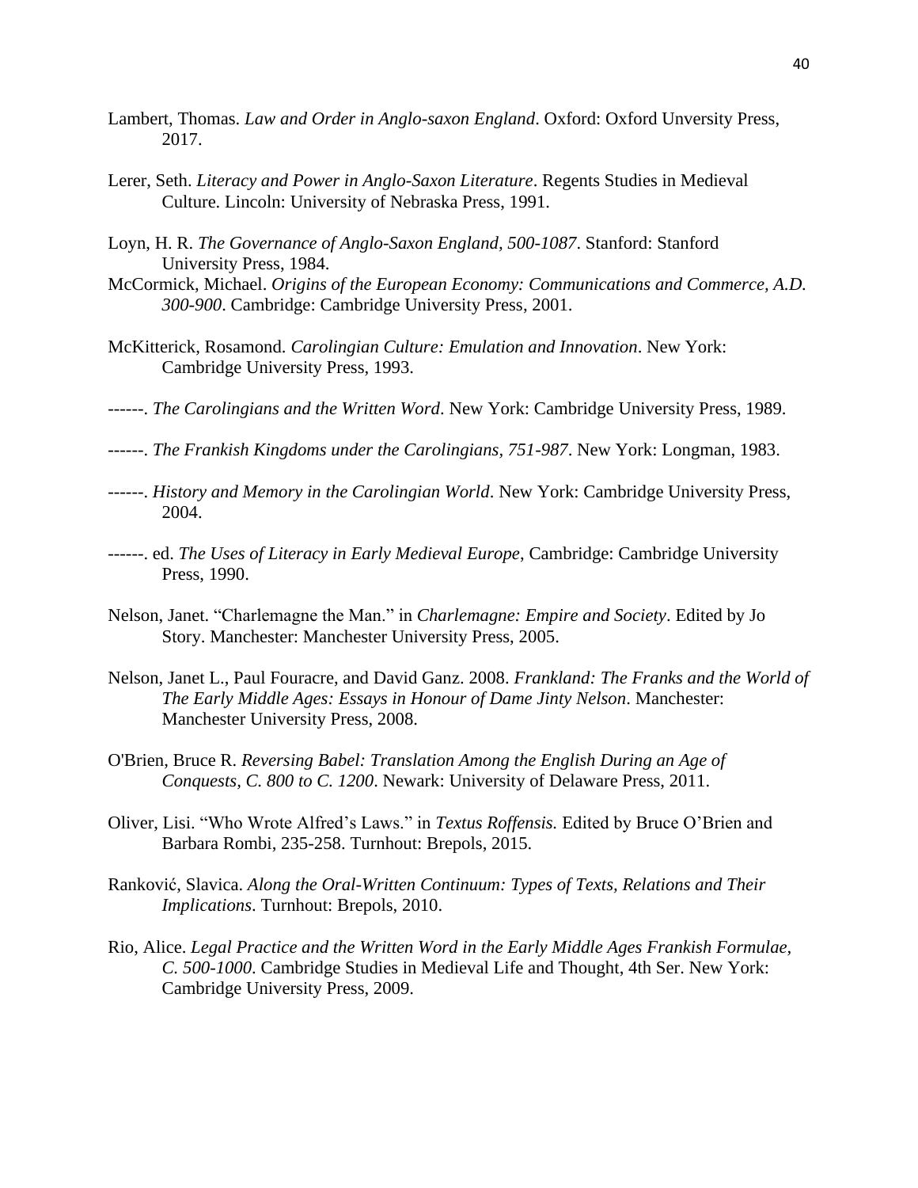Lambert, Thomas. *Law and Order in Anglo-saxon England*. Oxford: Oxford Unversity Press, 2017.

Lerer, Seth. *Literacy and Power in Anglo-Saxon Literature*. Regents Studies in Medieval Culture. Lincoln: University of Nebraska Press, 1991.

Loyn, H. R. *The Governance of Anglo-Saxon England, 500-1087*. Stanford: Stanford University Press, 1984.

McCormick, Michael. *Origins of the European Economy: Communications and Commerce, A.D. 300-900*. Cambridge: Cambridge University Press, 2001.

McKitterick, Rosamond. *Carolingian Culture: Emulation and Innovation*. New York: Cambridge University Press, 1993.

------. *The Carolingians and the Written Word*. New York: Cambridge University Press, 1989.

------. *The Frankish Kingdoms under the Carolingians, 751-987*. New York: Longman, 1983.

------. *History and Memory in the Carolingian World*. New York: Cambridge University Press, 2004.

------. ed. *The Uses of Literacy in Early Medieval Europe*, Cambridge: Cambridge University Press, 1990.

Nelson, Janet. "Charlemagne the Man." in *Charlemagne: Empire and Society*. Edited by Jo Story. Manchester: Manchester University Press, 2005.

Nelson, Janet L., Paul Fouracre, and David Ganz. 2008. *Frankland: The Franks and the World of The Early Middle Ages: Essays in Honour of Dame Jinty Nelson*. Manchester: Manchester University Press, 2008.

O'Brien, Bruce R. *Reversing Babel: Translation Among the English During an Age of Conquests, C. 800 to C. 1200*. Newark: University of Delaware Press, 2011.

Oliver, Lisi. "Who Wrote Alfred's Laws." in *Textus Roffensis.* Edited by Bruce O'Brien and Barbara Rombi, 235-258. Turnhout: Brepols, 2015.

Ranković, Slavica. *Along the Oral-Written Continuum: Types of Texts, Relations and Their Implications*. Turnhout: Brepols, 2010.

Rio, Alice. *Legal Practice and the Written Word in the Early Middle Ages Frankish Formulae, C. 500-1000*. Cambridge Studies in Medieval Life and Thought, 4th Ser. New York: Cambridge University Press, 2009.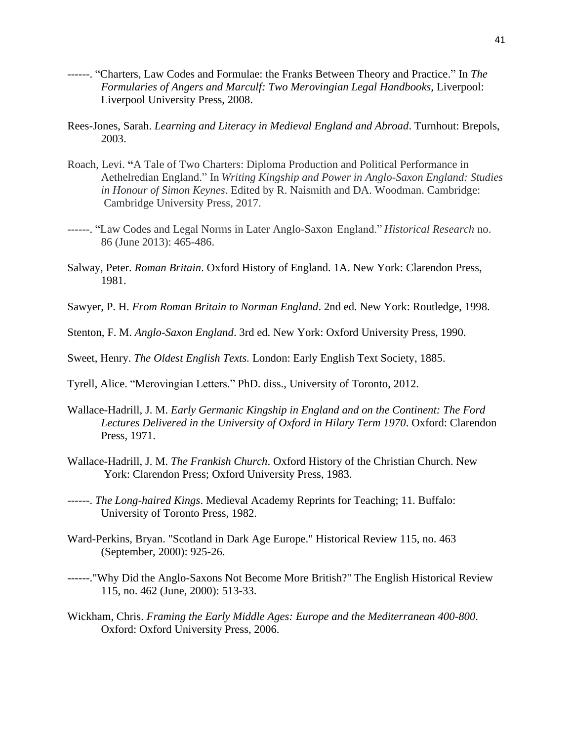------. "Charters, Law Codes and Formulae: the Franks Between Theory and Practice." In *The Formularies of Angers and Marculf: Two Merovingian Legal Handbooks,* Liverpool: Liverpool University Press, 2008.

Rees-Jones, Sarah. *Learning and Literacy in Medieval England and Abroad*. Turnhout: Brepols, 2003.

Roach, Levi. **"**A Tale of Two Charters: Diploma Production and Political Performance in Aethelredian England." In *Writing Kingship and Power in Anglo-Saxon England: Studies in Honour of Simon Keynes*. Edited by R. Naismith and DA. Woodman. Cambridge: Cambridge University Press, 2017.

------. "Law Codes and Legal Norms in Later Anglo-Saxon England." *Historical Research* no. 86 (June 2013): 465-486.

Salway, Peter. *Roman Britain*. Oxford History of England. 1A. New York: Clarendon Press, 1981.

Sawyer, P. H. *From Roman Britain to Norman England*. 2nd ed. New York: Routledge, 1998.

Stenton, F. M. *Anglo-Saxon England*. 3rd ed. New York: Oxford University Press, 1990.

Sweet, Henry. *The Oldest English Texts.* London: Early English Text Society, 1885.

Tyrell, Alice. "Merovingian Letters." PhD. diss., University of Toronto, 2012.

Wallace-Hadrill, J. M. *Early Germanic Kingship in England and on the Continent: The Ford Lectures Delivered in the University of Oxford in Hilary Term 1970*. Oxford: Clarendon Press, 1971.

Wallace-Hadrill, J. M. *The Frankish Church*. Oxford History of the Christian Church. New York: Clarendon Press; Oxford University Press, 1983.

------. *The Long-haired Kings*. Medieval Academy Reprints for Teaching; 11. Buffalo: University of Toronto Press, 1982.

Ward-Perkins, Bryan. "Scotland in Dark Age Europe." Historical Review 115, no. 463 (September, 2000): 925-26.

------."Why Did the Anglo-Saxons Not Become More British?" The English Historical Review 115, no. 462 (June, 2000): 513-33.

Wickham, Chris. *Framing the Early Middle Ages: Europe and the Mediterranean 400-800*. Oxford: Oxford University Press, 2006.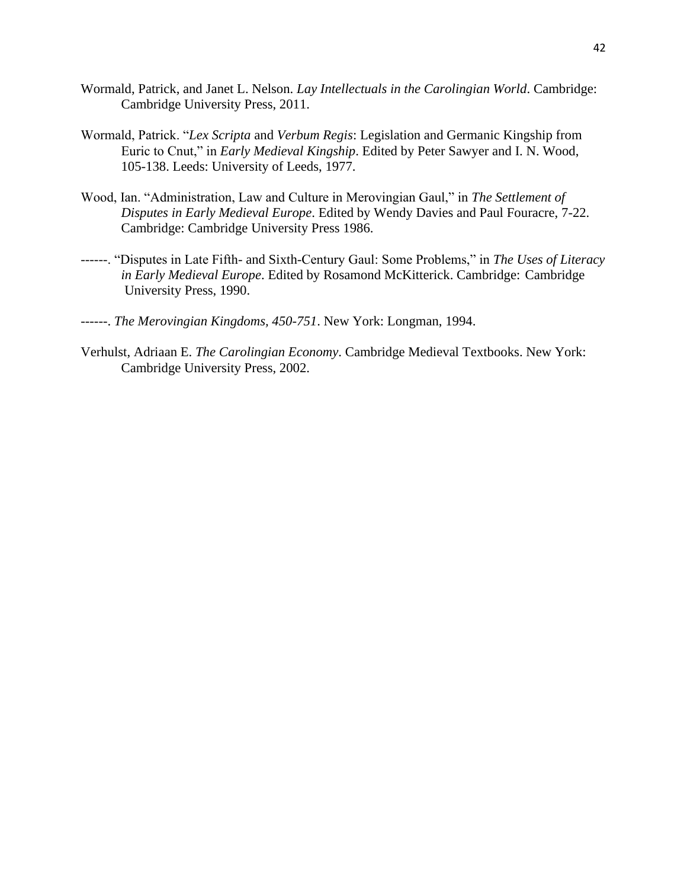Wormald, Patrick, and Janet L. Nelson. *Lay Intellectuals in the Carolingian World*. Cambridge: Cambridge University Press, 2011.

Wormald, Patrick. "*Lex Scripta* and *Verbum Regis*: Legislation and Germanic Kingship from Euric to Cnut," in *Early Medieval Kingship*. Edited by Peter Sawyer and I. N. Wood, 105-138. Leeds: University of Leeds, 1977.

Wood, Ian. "Administration, Law and Culture in Merovingian Gaul," in *The Settlement of Disputes in Early Medieval Europe*. Edited by Wendy Davies and Paul Fouracre, 7-22. Cambridge: Cambridge University Press 1986.

------. "Disputes in Late Fifth- and Sixth-Century Gaul: Some Problems," in *The Uses of Literacy in Early Medieval Europe*. Edited by Rosamond McKitterick. Cambridge: Cambridge University Press, 1990.

------. *The Merovingian Kingdoms, 450-751*. New York: Longman, 1994.

Verhulst, Adriaan E. *The Carolingian Economy*. Cambridge Medieval Textbooks. New York: Cambridge University Press, 2002.